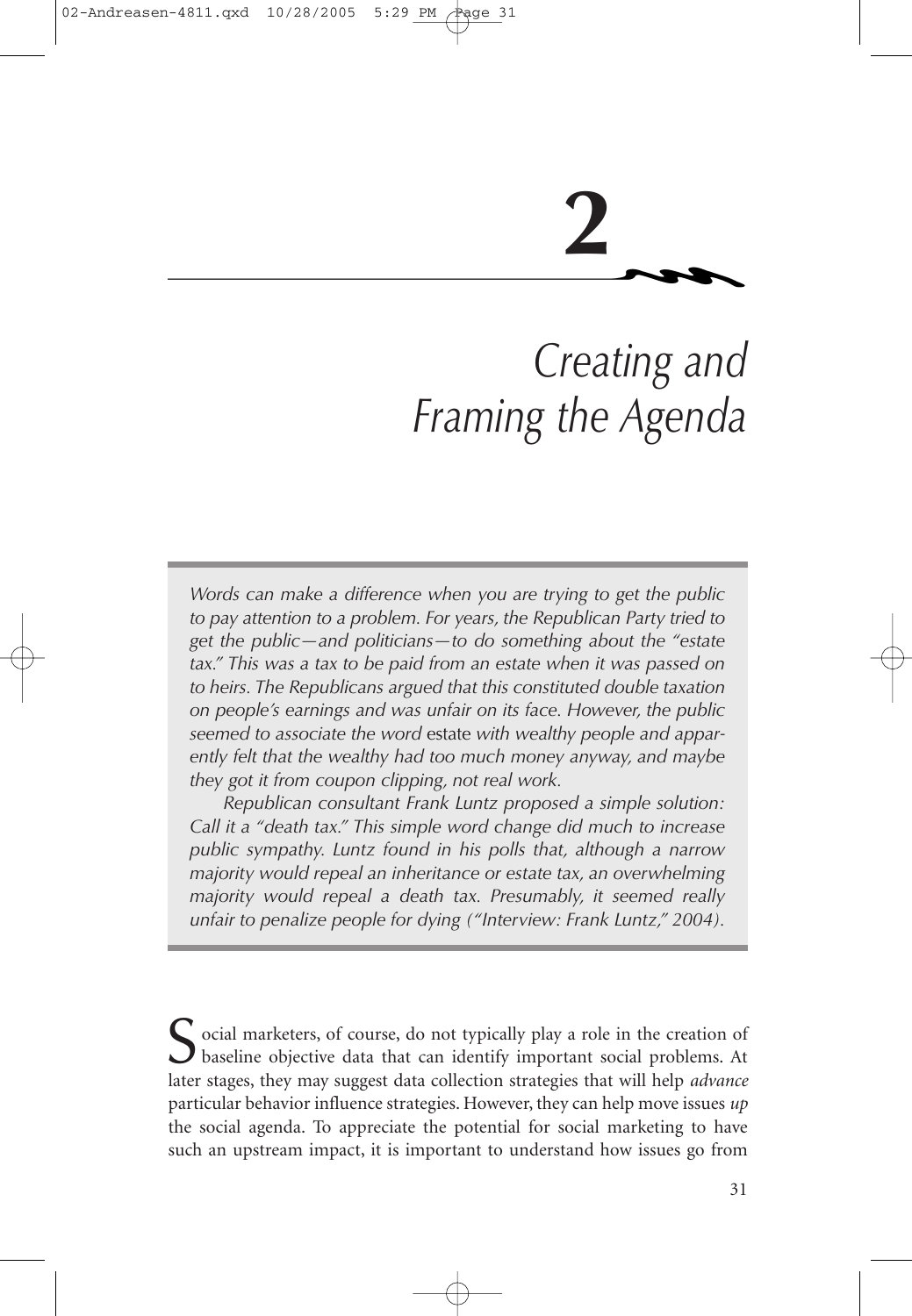# 2

# Creating and Framing the Agenda

> *Words can make a difference when you are trying to get the public to pay attention to a problem. For years, the Republican Party tried to get the public—and politicians—to do something about the "estate tax." This was a tax to be paid from an estate when it was passed on to heirs. The Republicans argued that this constituted double taxation on people's earnings and was unfair on its face. However, the public seemed to associate the word* estate *with wealthy people and apparently felt that the wealthy had too much money anyway, and maybe they got it from coupon clipping, not real work.*
>
> *Republican consultant Frank Luntz proposed a simple solution: Call it a "death tax." This simple word change did much to increase public sympathy. Luntz found in his polls that, although a narrow majority would repeal an inheritance or estate tax, an overwhelming majority would repeal a death tax. Presumably, it seemed really unfair to penalize people for dying ("Interview: Frank Luntz," 2004).*

Social marketers, of course, do not typically play a role in the creation of baseline objective data that can identify important social problems. At later stages, they may suggest data collection strategies that will help *advance* particular behavior influence strategies. However, they can help move issues *up* the social agenda. To appreciate the potential for social marketing to have such an upstream impact, it is important to understand how issues go from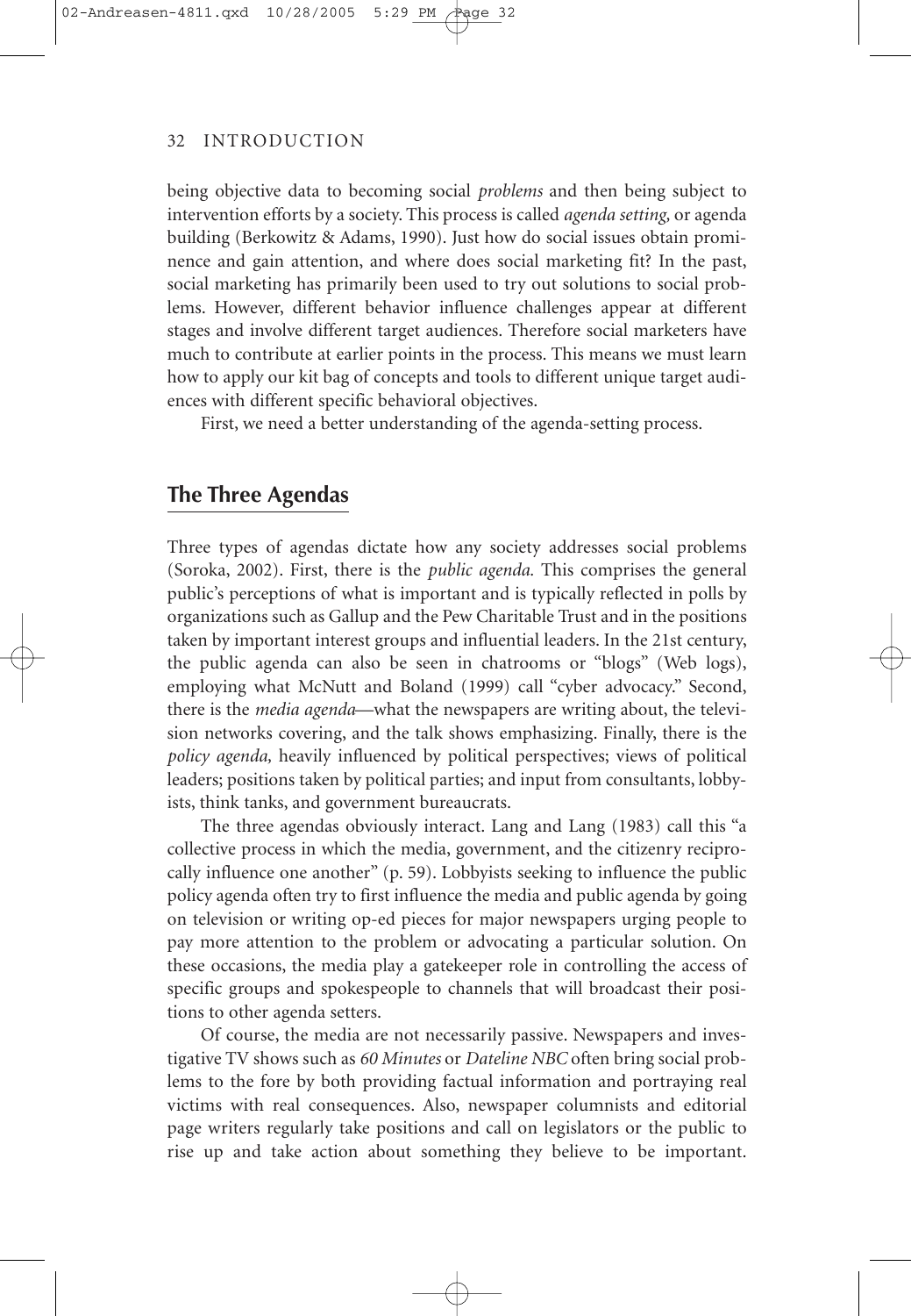being objective data to becoming social *problems* and then being subject to intervention efforts by a society. This process is called *agenda setting,* or agenda building (Berkowitz & Adams, 1990). Just how do social issues obtain prominence and gain attention, and where does social marketing fit? In the past, social marketing has primarily been used to try out solutions to social problems. However, different behavior influence challenges appear at different stages and involve different target audiences. Therefore social marketers have much to contribute at earlier points in the process. This means we must learn how to apply our kit bag of concepts and tools to different unique target audiences with different specific behavioral objectives.

First, we need a better understanding of the agenda-setting process.

## The Three Agendas

Three types of agendas dictate how any society addresses social problems (Soroka, 2002). First, there is the *public agenda.* This comprises the general public's perceptions of what is important and is typically reflected in polls by organizations such as Gallup and the Pew Charitable Trust and in the positions taken by important interest groups and influential leaders. In the 21st century, the public agenda can also be seen in chatrooms or "blogs" (Web logs), employing what McNutt and Boland (1999) call "cyber advocacy." Second, there is the *media agenda*—what the newspapers are writing about, the television networks covering, and the talk shows emphasizing. Finally, there is the *policy agenda,* heavily influenced by political perspectives; views of political leaders; positions taken by political parties; and input from consultants, lobbyists, think tanks, and government bureaucrats.

The three agendas obviously interact. Lang and Lang (1983) call this "a collective process in which the media, government, and the citizenry reciprocally influence one another" (p. 59). Lobbyists seeking to influence the public policy agenda often try to first influence the media and public agenda by going on television or writing op-ed pieces for major newspapers urging people to pay more attention to the problem or advocating a particular solution. On these occasions, the media play a gatekeeper role in controlling the access of specific groups and spokespeople to channels that will broadcast their positions to other agenda setters.

Of course, the media are not necessarily passive. Newspapers and investigative TV shows such as *60 Minutes* or *Dateline NBC* often bring social problems to the fore by both providing factual information and portraying real victims with real consequences. Also, newspaper columnists and editorial page writers regularly take positions and call on legislators or the public to rise up and take action about something they believe to be important.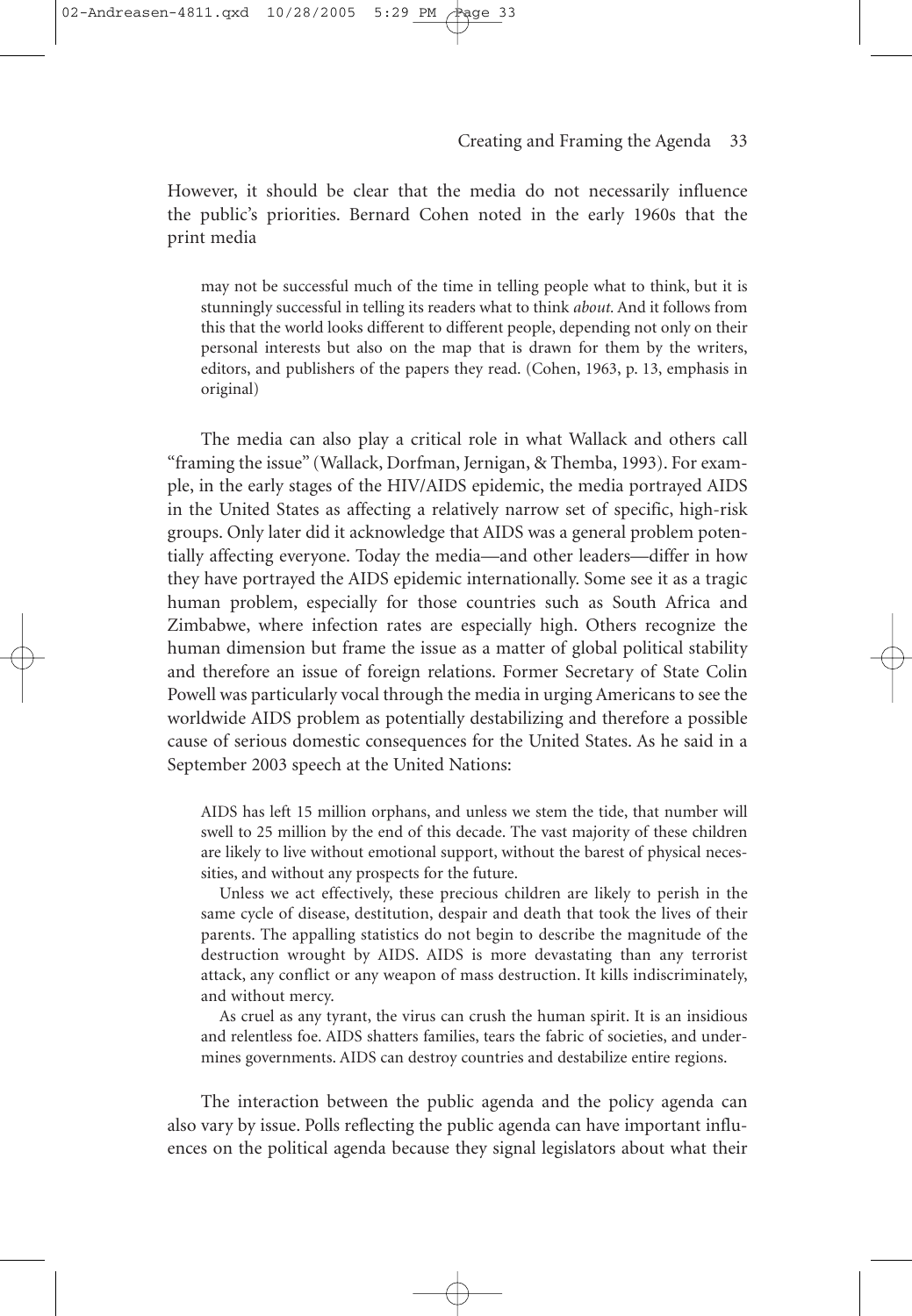However, it should be clear that the media do not necessarily influence the public's priorities. Bernard Cohen noted in the early 1960s that the print media

> may not be successful much of the time in telling people what to think, but it is stunningly successful in telling its readers what to think *about*. And it follows from this that the world looks different to different people, depending not only on their personal interests but also on the map that is drawn for them by the writers, editors, and publishers of the papers they read. (Cohen, 1963, p. 13, emphasis in original)

The media can also play a critical role in what Wallack and others call "framing the issue" (Wallack, Dorfman, Jernigan, & Themba, 1993). For example, in the early stages of the HIV/AIDS epidemic, the media portrayed AIDS in the United States as affecting a relatively narrow set of specific, high-risk groups. Only later did it acknowledge that AIDS was a general problem potentially affecting everyone. Today the media—and other leaders—differ in how they have portrayed the AIDS epidemic internationally. Some see it as a tragic human problem, especially for those countries such as South Africa and Zimbabwe, where infection rates are especially high. Others recognize the human dimension but frame the issue as a matter of global political stability and therefore an issue of foreign relations. Former Secretary of State Colin Powell was particularly vocal through the media in urging Americans to see the worldwide AIDS problem as potentially destabilizing and therefore a possible cause of serious domestic consequences for the United States. As he said in a September 2003 speech at the United Nations:

> AIDS has left 15 million orphans, and unless we stem the tide, that number will swell to 25 million by the end of this decade. The vast majority of these children are likely to live without emotional support, without the barest of physical necessities, and without any prospects for the future.
>
> Unless we act effectively, these precious children are likely to perish in the same cycle of disease, destitution, despair and death that took the lives of their parents. The appalling statistics do not begin to describe the magnitude of the destruction wrought by AIDS. AIDS is more devastating than any terrorist attack, any conflict or any weapon of mass destruction. It kills indiscriminately, and without mercy.
>
> As cruel as any tyrant, the virus can crush the human spirit. It is an insidious and relentless foe. AIDS shatters families, tears the fabric of societies, and undermines governments. AIDS can destroy countries and destabilize entire regions.

The interaction between the public agenda and the policy agenda can also vary by issue. Polls reflecting the public agenda can have important influences on the political agenda because they signal legislators about what their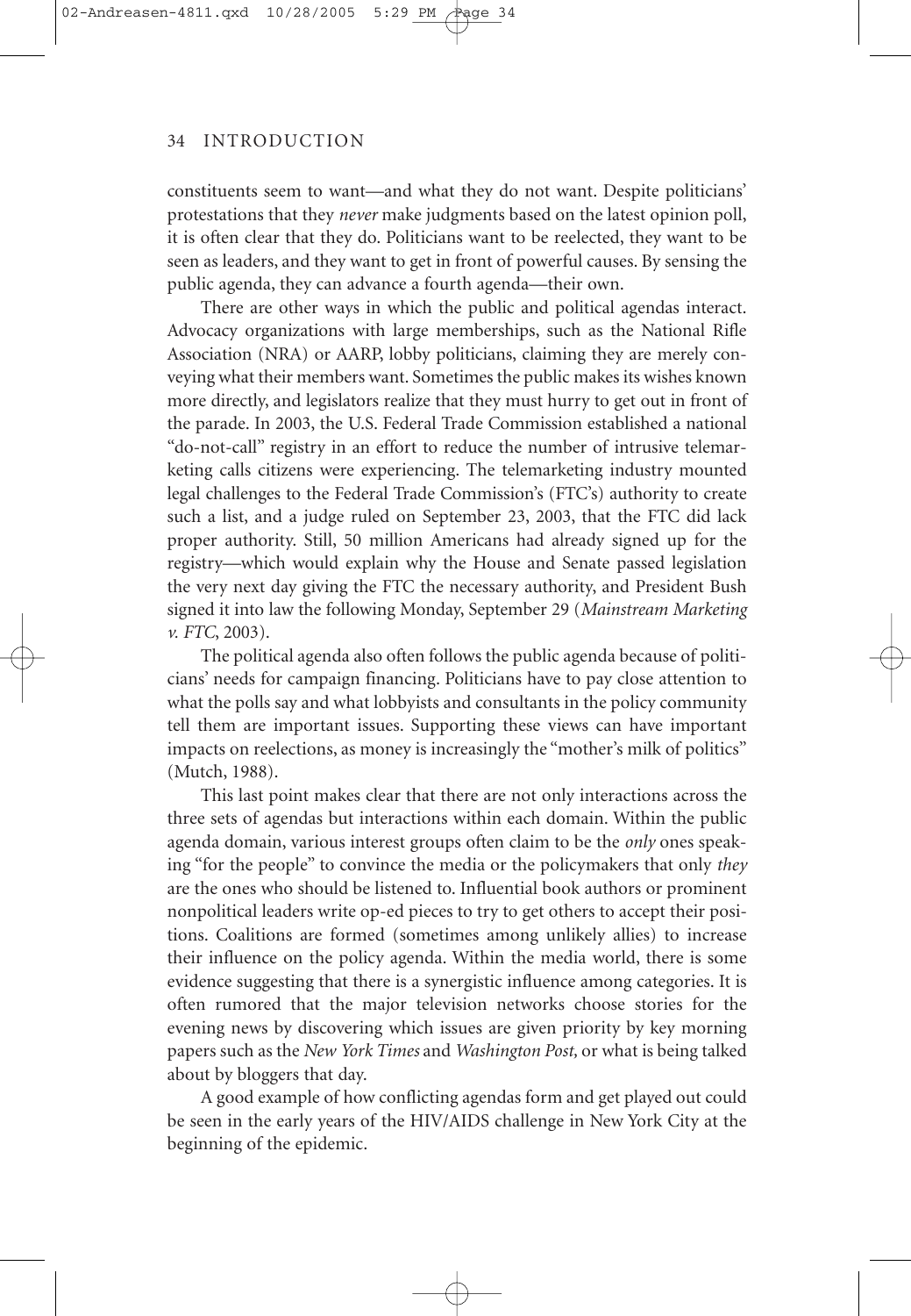constituents seem to want—and what they do not want. Despite politicians' protestations that they *never* make judgments based on the latest opinion poll, it is often clear that they do. Politicians want to be reelected, they want to be seen as leaders, and they want to get in front of powerful causes. By sensing the public agenda, they can advance a fourth agenda—their own.

There are other ways in which the public and political agendas interact. Advocacy organizations with large memberships, such as the National Rifle Association (NRA) or AARP, lobby politicians, claiming they are merely conveying what their members want. Sometimes the public makes its wishes known more directly, and legislators realize that they must hurry to get out in front of the parade. In 2003, the U.S. Federal Trade Commission established a national "do-not-call" registry in an effort to reduce the number of intrusive telemarketing calls citizens were experiencing. The telemarketing industry mounted legal challenges to the Federal Trade Commission's (FTC's) authority to create such a list, and a judge ruled on September 23, 2003, that the FTC did lack proper authority. Still, 50 million Americans had already signed up for the registry—which would explain why the House and Senate passed legislation the very next day giving the FTC the necessary authority, and President Bush signed it into law the following Monday, September 29 (*Mainstream Marketing v. FTC*, 2003).

The political agenda also often follows the public agenda because of politicians' needs for campaign financing. Politicians have to pay close attention to what the polls say and what lobbyists and consultants in the policy community tell them are important issues. Supporting these views can have important impacts on reelections, as money is increasingly the "mother's milk of politics" (Mutch, 1988).

This last point makes clear that there are not only interactions across the three sets of agendas but interactions within each domain. Within the public agenda domain, various interest groups often claim to be the *only* ones speaking "for the people" to convince the media or the policymakers that only *they* are the ones who should be listened to. Influential book authors or prominent nonpolitical leaders write op-ed pieces to try to get others to accept their positions. Coalitions are formed (sometimes among unlikely allies) to increase their influence on the policy agenda. Within the media world, there is some evidence suggesting that there is a synergistic influence among categories. It is often rumored that the major television networks choose stories for the evening news by discovering which issues are given priority by key morning papers such as the *New York Times* and *Washington Post,* or what is being talked about by bloggers that day.

A good example of how conflicting agendas form and get played out could be seen in the early years of the HIV/AIDS challenge in New York City at the beginning of the epidemic.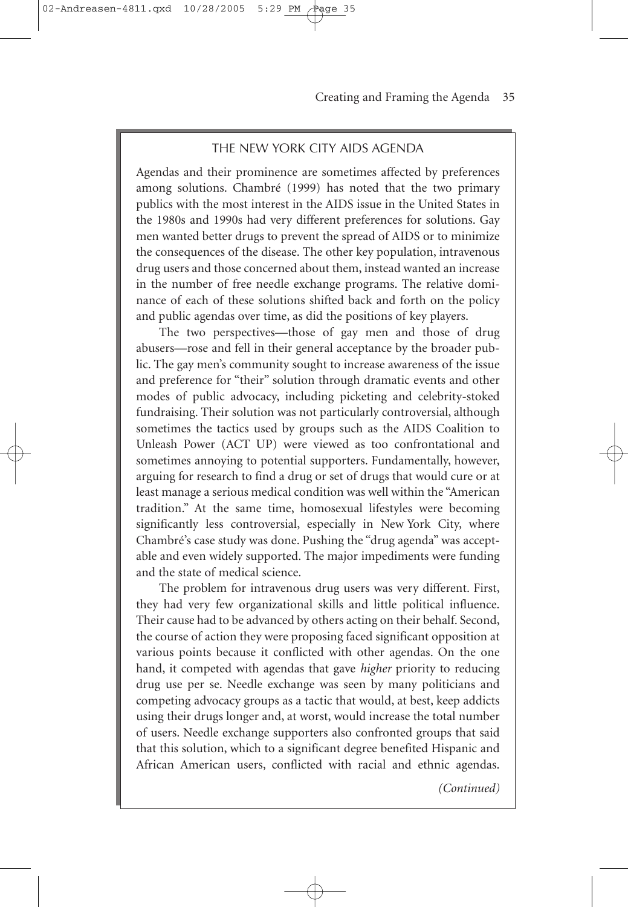## THE NEW YORK CITY AIDS AGENDA

Agendas and their prominence are sometimes affected by preferences among solutions. Chambré (1999) has noted that the two primary publics with the most interest in the AIDS issue in the United States in the 1980s and 1990s had very different preferences for solutions. Gay men wanted better drugs to prevent the spread of AIDS or to minimize the consequences of the disease. The other key population, intravenous drug users and those concerned about them, instead wanted an increase in the number of free needle exchange programs. The relative dominance of each of these solutions shifted back and forth on the policy and public agendas over time, as did the positions of key players.

The two perspectives—those of gay men and those of drug abusers—rose and fell in their general acceptance by the broader public. The gay men's community sought to increase awareness of the issue and preference for "their" solution through dramatic events and other modes of public advocacy, including picketing and celebrity-stoked fundraising. Their solution was not particularly controversial, although sometimes the tactics used by groups such as the AIDS Coalition to Unleash Power (ACT UP) were viewed as too confrontational and sometimes annoying to potential supporters. Fundamentally, however, arguing for research to find a drug or set of drugs that would cure or at least manage a serious medical condition was well within the "American tradition." At the same time, homosexual lifestyles were becoming significantly less controversial, especially in New York City, where Chambré's case study was done. Pushing the "drug agenda" was acceptable and even widely supported. The major impediments were funding and the state of medical science.

The problem for intravenous drug users was very different. First, they had very few organizational skills and little political influence. Their cause had to be advanced by others acting on their behalf. Second, the course of action they were proposing faced significant opposition at various points because it conflicted with other agendas. On the one hand, it competed with agendas that gave *higher* priority to reducing drug use per se. Needle exchange was seen by many politicians and competing advocacy groups as a tactic that would, at best, keep addicts using their drugs longer and, at worst, would increase the total number of users. Needle exchange supporters also confronted groups that said that this solution, which to a significant degree benefited Hispanic and African American users, conflicted with racial and ethnic agendas.

*(Continued)*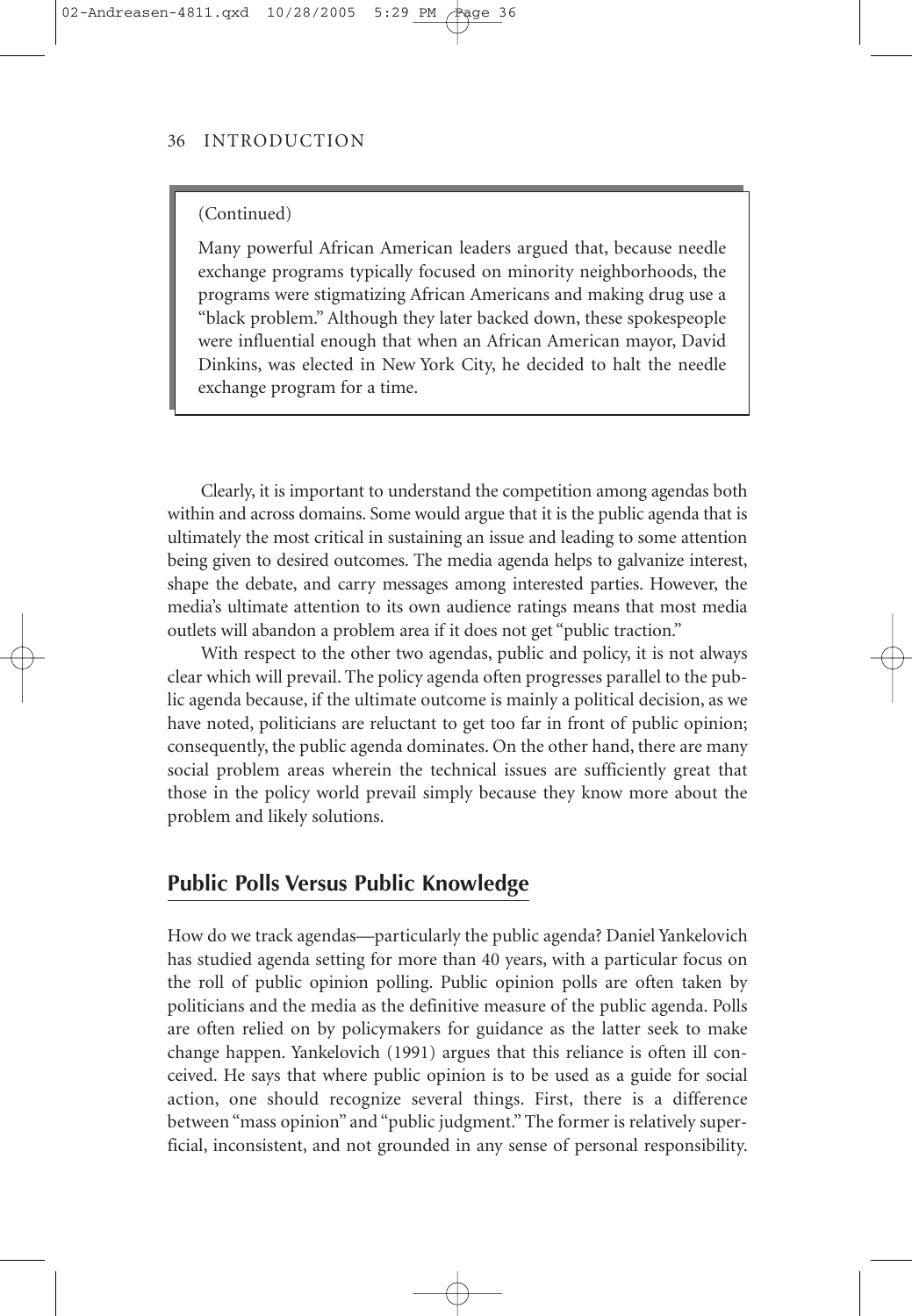(Continued)

Many powerful African American leaders argued that, because needle exchange programs typically focused on minority neighborhoods, the programs were stigmatizing African Americans and making drug use a "black problem." Although they later backed down, these spokespeople were influential enough that when an African American mayor, David Dinkins, was elected in New York City, he decided to halt the needle exchange program for a time.

Clearly, it is important to understand the competition among agendas both within and across domains. Some would argue that it is the public agenda that is ultimately the most critical in sustaining an issue and leading to some attention being given to desired outcomes. The media agenda helps to galvanize interest, shape the debate, and carry messages among interested parties. However, the media's ultimate attention to its own audience ratings means that most media outlets will abandon a problem area if it does not get "public traction."

With respect to the other two agendas, public and policy, it is not always clear which will prevail. The policy agenda often progresses parallel to the public agenda because, if the ultimate outcome is mainly a political decision, as we have noted, politicians are reluctant to get too far in front of public opinion; consequently, the public agenda dominates. On the other hand, there are many social problem areas wherein the technical issues are sufficiently great that those in the policy world prevail simply because they know more about the problem and likely solutions.

## Public Polls Versus Public Knowledge

How do we track agendas—particularly the public agenda? Daniel Yankelovich has studied agenda setting for more than 40 years, with a particular focus on the roll of public opinion polling. Public opinion polls are often taken by politicians and the media as the definitive measure of the public agenda. Polls are often relied on by policymakers for guidance as the latter seek to make change happen. Yankelovich (1991) argues that this reliance is often ill conceived. He says that where public opinion is to be used as a guide for social action, one should recognize several things. First, there is a difference between "mass opinion" and "public judgment." The former is relatively superficial, inconsistent, and not grounded in any sense of personal responsibility.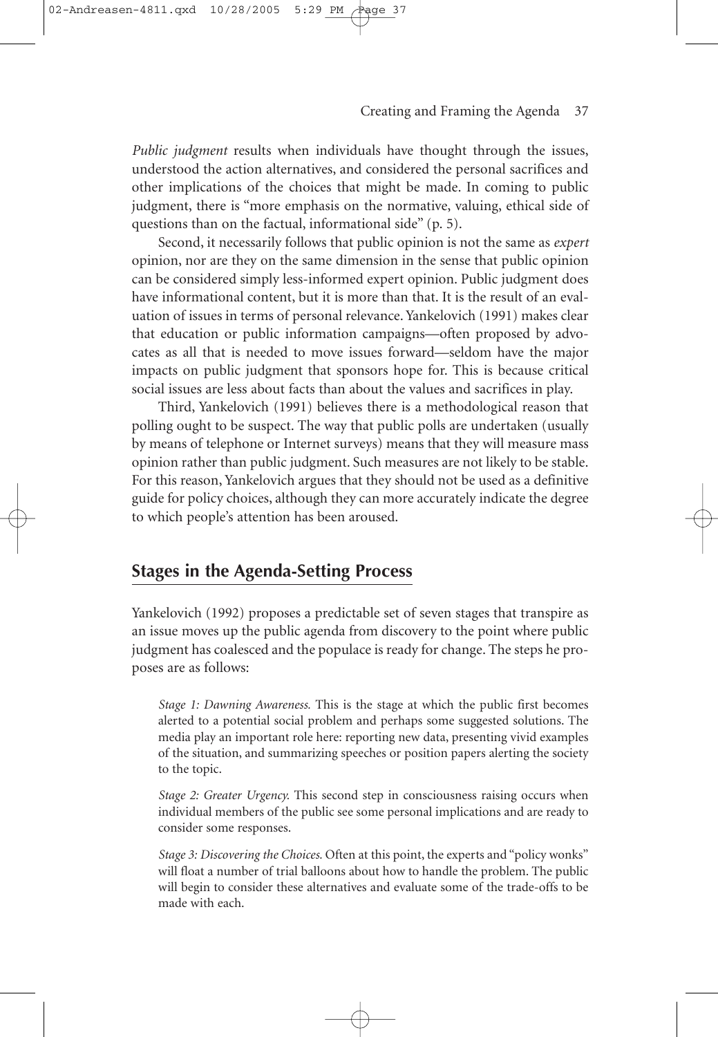*Public judgment* results when individuals have thought through the issues, understood the action alternatives, and considered the personal sacrifices and other implications of the choices that might be made. In coming to public judgment, there is "more emphasis on the normative, valuing, ethical side of questions than on the factual, informational side" (p. 5).

Second, it necessarily follows that public opinion is not the same as *expert* opinion, nor are they on the same dimension in the sense that public opinion can be considered simply less-informed expert opinion. Public judgment does have informational content, but it is more than that. It is the result of an evaluation of issues in terms of personal relevance. Yankelovich (1991) makes clear that education or public information campaigns—often proposed by advocates as all that is needed to move issues forward—seldom have the major impacts on public judgment that sponsors hope for. This is because critical social issues are less about facts than about the values and sacrifices in play.

Third, Yankelovich (1991) believes there is a methodological reason that polling ought to be suspect. The way that public polls are undertaken (usually by means of telephone or Internet surveys) means that they will measure mass opinion rather than public judgment. Such measures are not likely to be stable. For this reason, Yankelovich argues that they should not be used as a definitive guide for policy choices, although they can more accurately indicate the degree to which people's attention has been aroused.

## Stages in the Agenda-Setting Process

Yankelovich (1992) proposes a predictable set of seven stages that transpire as an issue moves up the public agenda from discovery to the point where public judgment has coalesced and the populace is ready for change. The steps he proposes are as follows:

> *Stage 1: Dawning Awareness.* This is the stage at which the public first becomes alerted to a potential social problem and perhaps some suggested solutions. The media play an important role here: reporting new data, presenting vivid examples of the situation, and summarizing speeches or position papers alerting the society to the topic.
>
> *Stage 2: Greater Urgency.* This second step in consciousness raising occurs when individual members of the public see some personal implications and are ready to consider some responses.
>
> *Stage 3: Discovering the Choices.* Often at this point, the experts and "policy wonks" will float a number of trial balloons about how to handle the problem. The public will begin to consider these alternatives and evaluate some of the trade-offs to be made with each.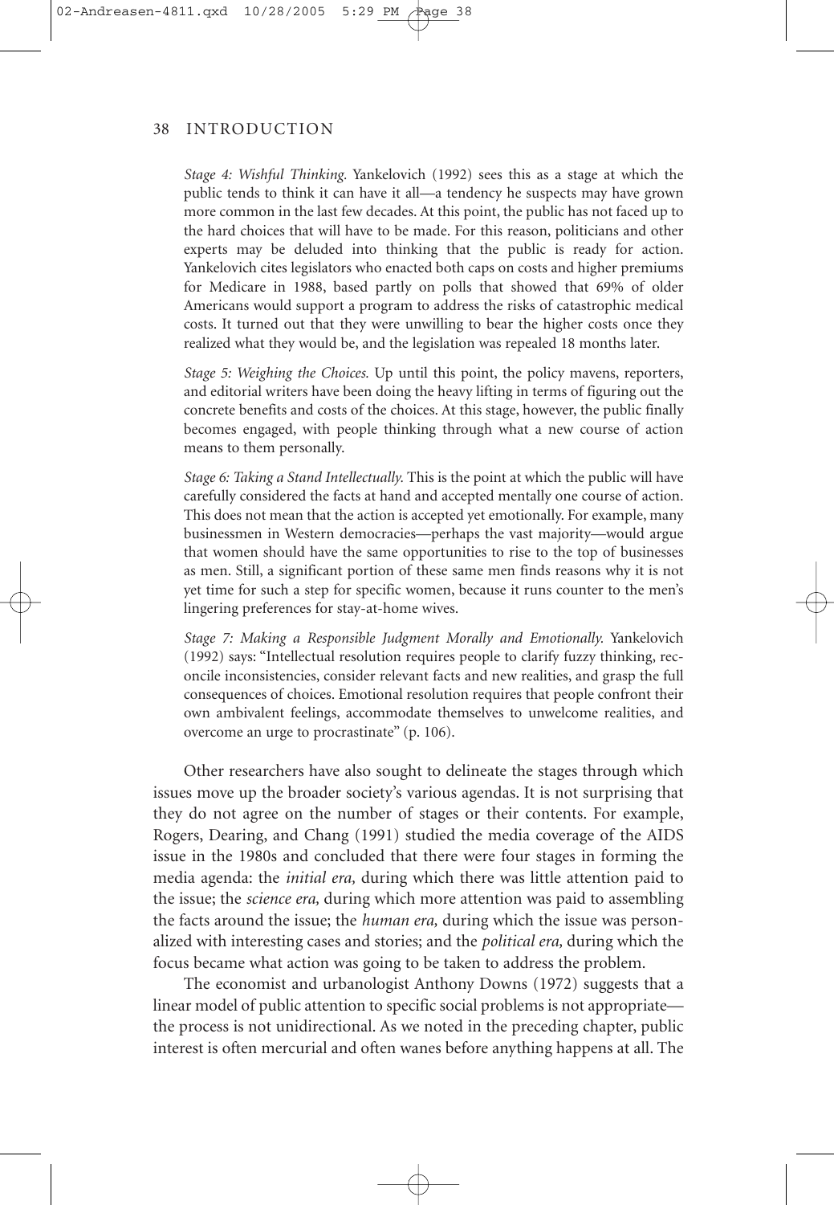*Stage 4: Wishful Thinking.* Yankelovich (1992) sees this as a stage at which the public tends to think it can have it all—a tendency he suspects may have grown more common in the last few decades. At this point, the public has not faced up to the hard choices that will have to be made. For this reason, politicians and other experts may be deluded into thinking that the public is ready for action. Yankelovich cites legislators who enacted both caps on costs and higher premiums for Medicare in 1988, based partly on polls that showed that 69% of older Americans would support a program to address the risks of catastrophic medical costs. It turned out that they were unwilling to bear the higher costs once they realized what they would be, and the legislation was repealed 18 months later.

*Stage 5: Weighing the Choices.* Up until this point, the policy mavens, reporters, and editorial writers have been doing the heavy lifting in terms of figuring out the concrete benefits and costs of the choices. At this stage, however, the public finally becomes engaged, with people thinking through what a new course of action means to them personally.

*Stage 6: Taking a Stand Intellectually.* This is the point at which the public will have carefully considered the facts at hand and accepted mentally one course of action. This does not mean that the action is accepted yet emotionally. For example, many businessmen in Western democracies—perhaps the vast majority—would argue that women should have the same opportunities to rise to the top of businesses as men. Still, a significant portion of these same men finds reasons why it is not yet time for such a step for specific women, because it runs counter to the men's lingering preferences for stay-at-home wives.

*Stage 7: Making a Responsible Judgment Morally and Emotionally.* Yankelovich (1992) says: "Intellectual resolution requires people to clarify fuzzy thinking, reconcile inconsistencies, consider relevant facts and new realities, and grasp the full consequences of choices. Emotional resolution requires that people confront their own ambivalent feelings, accommodate themselves to unwelcome realities, and overcome an urge to procrastinate" (p. 106).

Other researchers have also sought to delineate the stages through which issues move up the broader society's various agendas. It is not surprising that they do not agree on the number of stages or their contents. For example, Rogers, Dearing, and Chang (1991) studied the media coverage of the AIDS issue in the 1980s and concluded that there were four stages in forming the media agenda: the *initial era,* during which there was little attention paid to the issue; the *science era,* during which more attention was paid to assembling the facts around the issue; the *human era,* during which the issue was personalized with interesting cases and stories; and the *political era,* during which the focus became what action was going to be taken to address the problem.

The economist and urbanologist Anthony Downs (1972) suggests that a linear model of public attention to specific social problems is not appropriate—the process is not unidirectional. As we noted in the preceding chapter, public interest is often mercurial and often wanes before anything happens at all. The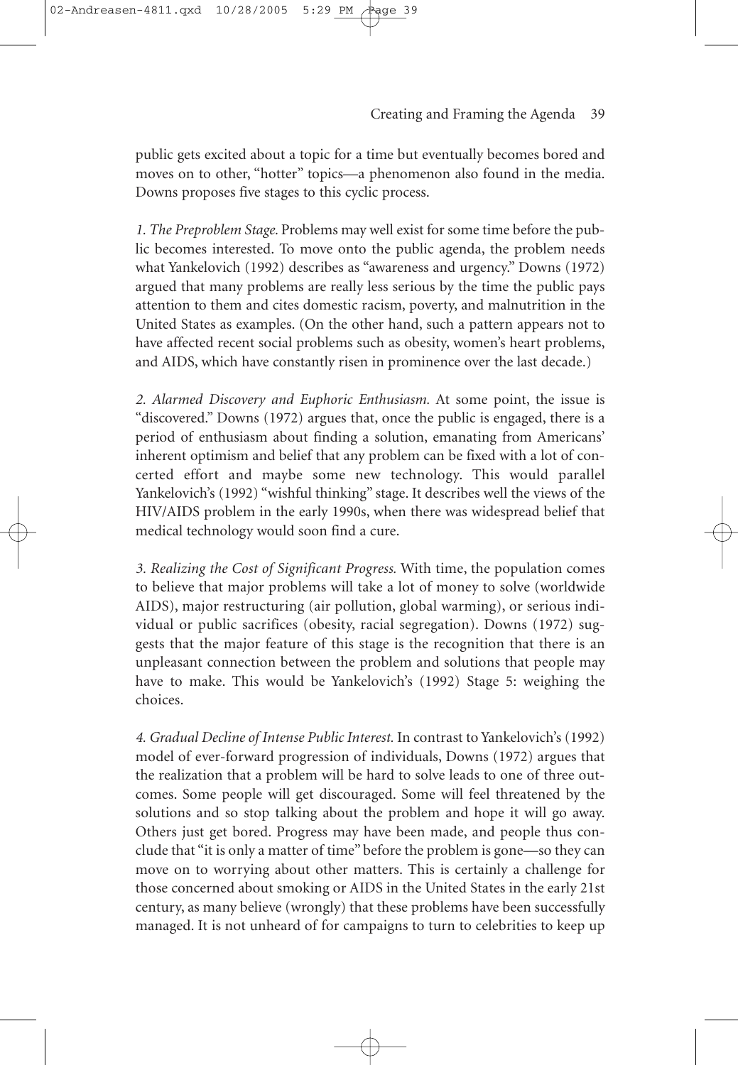public gets excited about a topic for a time but eventually becomes bored and moves on to other, "hotter" topics—a phenomenon also found in the media. Downs proposes five stages to this cyclic process.

*1. The Preproblem Stage.* Problems may well exist for some time before the public becomes interested. To move onto the public agenda, the problem needs what Yankelovich (1992) describes as "awareness and urgency." Downs (1972) argued that many problems are really less serious by the time the public pays attention to them and cites domestic racism, poverty, and malnutrition in the United States as examples. (On the other hand, such a pattern appears not to have affected recent social problems such as obesity, women's heart problems, and AIDS, which have constantly risen in prominence over the last decade.)

*2. Alarmed Discovery and Euphoric Enthusiasm.* At some point, the issue is "discovered." Downs (1972) argues that, once the public is engaged, there is a period of enthusiasm about finding a solution, emanating from Americans' inherent optimism and belief that any problem can be fixed with a lot of concerted effort and maybe some new technology. This would parallel Yankelovich's (1992) "wishful thinking" stage. It describes well the views of the HIV/AIDS problem in the early 1990s, when there was widespread belief that medical technology would soon find a cure.

*3. Realizing the Cost of Significant Progress.* With time, the population comes to believe that major problems will take a lot of money to solve (worldwide AIDS), major restructuring (air pollution, global warming), or serious individual or public sacrifices (obesity, racial segregation). Downs (1972) suggests that the major feature of this stage is the recognition that there is an unpleasant connection between the problem and solutions that people may have to make. This would be Yankelovich's (1992) Stage 5: weighing the choices.

*4. Gradual Decline of Intense Public Interest.* In contrast to Yankelovich's (1992) model of ever-forward progression of individuals, Downs (1972) argues that the realization that a problem will be hard to solve leads to one of three outcomes. Some people will get discouraged. Some will feel threatened by the solutions and so stop talking about the problem and hope it will go away. Others just get bored. Progress may have been made, and people thus conclude that "it is only a matter of time" before the problem is gone—so they can move on to worrying about other matters. This is certainly a challenge for those concerned about smoking or AIDS in the United States in the early 21st century, as many believe (wrongly) that these problems have been successfully managed. It is not unheard of for campaigns to turn to celebrities to keep up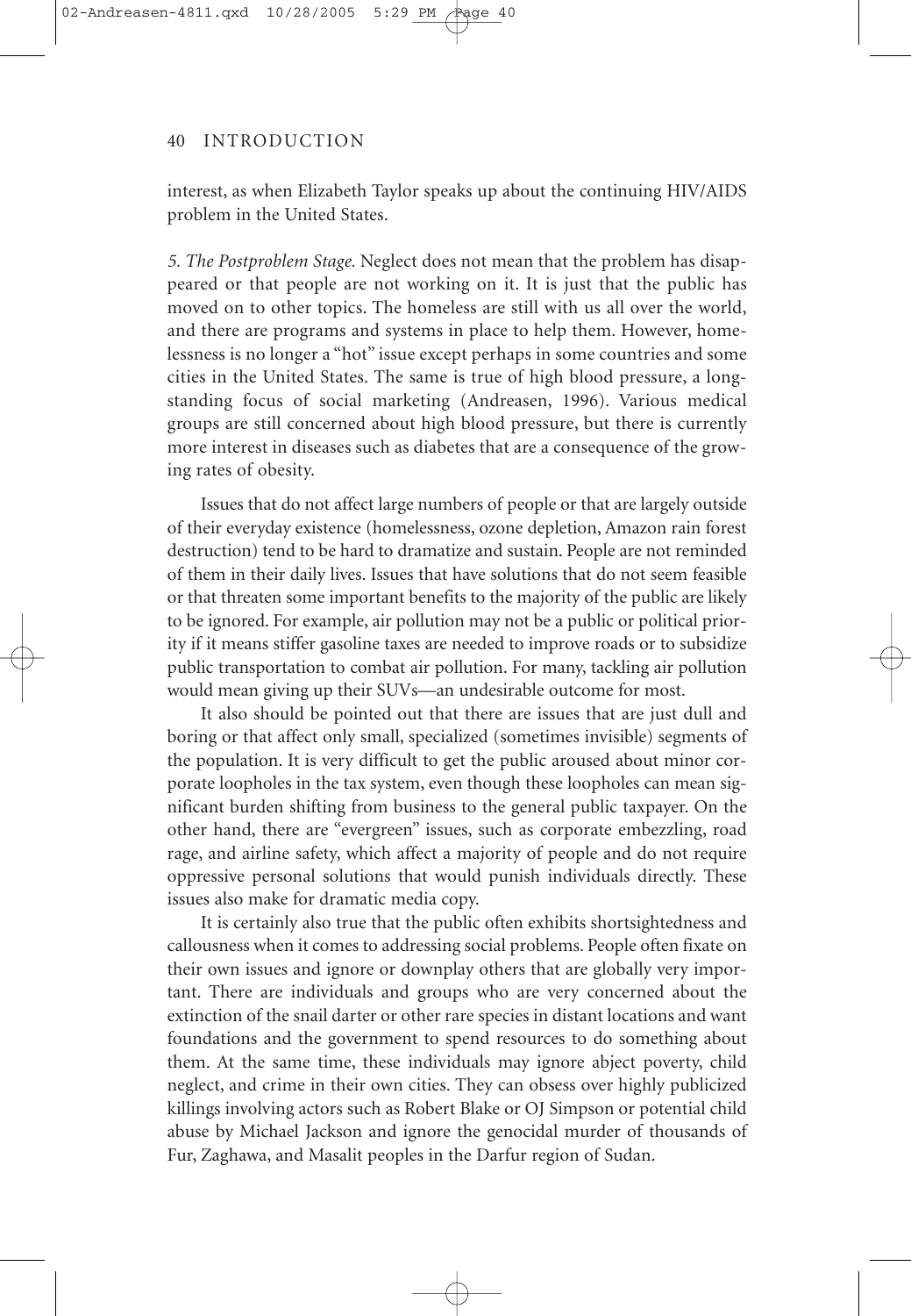interest, as when Elizabeth Taylor speaks up about the continuing HIV/AIDS problem in the United States.

*5. The Postproblem Stage.* Neglect does not mean that the problem has disappeared or that people are not working on it. It is just that the public has moved on to other topics. The homeless are still with us all over the world, and there are programs and systems in place to help them. However, homelessness is no longer a "hot" issue except perhaps in some countries and some cities in the United States. The same is true of high blood pressure, a longstanding focus of social marketing (Andreasen, 1996). Various medical groups are still concerned about high blood pressure, but there is currently more interest in diseases such as diabetes that are a consequence of the growing rates of obesity.

Issues that do not affect large numbers of people or that are largely outside of their everyday existence (homelessness, ozone depletion, Amazon rain forest destruction) tend to be hard to dramatize and sustain. People are not reminded of them in their daily lives. Issues that have solutions that do not seem feasible or that threaten some important benefits to the majority of the public are likely to be ignored. For example, air pollution may not be a public or political priority if it means stiffer gasoline taxes are needed to improve roads or to subsidize public transportation to combat air pollution. For many, tackling air pollution would mean giving up their SUVs—an undesirable outcome for most.

It also should be pointed out that there are issues that are just dull and boring or that affect only small, specialized (sometimes invisible) segments of the population. It is very difficult to get the public aroused about minor corporate loopholes in the tax system, even though these loopholes can mean significant burden shifting from business to the general public taxpayer. On the other hand, there are "evergreen" issues, such as corporate embezzling, road rage, and airline safety, which affect a majority of people and do not require oppressive personal solutions that would punish individuals directly. These issues also make for dramatic media copy.

It is certainly also true that the public often exhibits shortsightedness and callousness when it comes to addressing social problems. People often fixate on their own issues and ignore or downplay others that are globally very important. There are individuals and groups who are very concerned about the extinction of the snail darter or other rare species in distant locations and want foundations and the government to spend resources to do something about them. At the same time, these individuals may ignore abject poverty, child neglect, and crime in their own cities. They can obsess over highly publicized killings involving actors such as Robert Blake or OJ Simpson or potential child abuse by Michael Jackson and ignore the genocidal murder of thousands of Fur, Zaghawa, and Masalit peoples in the Darfur region of Sudan.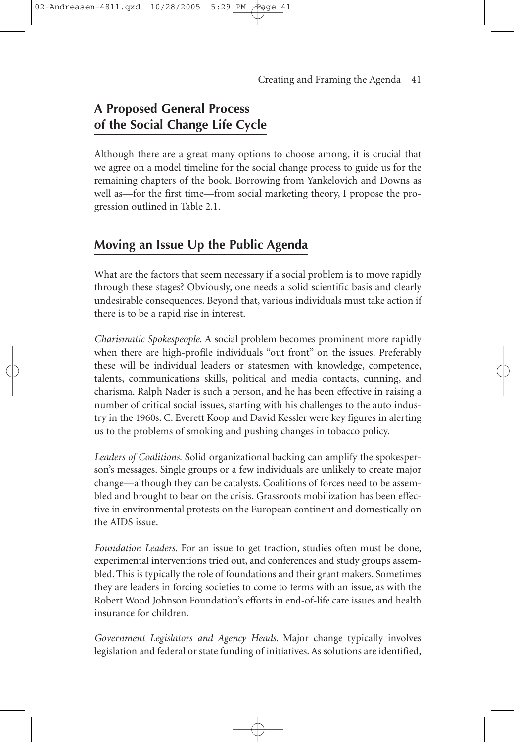## A Proposed General Process of the Social Change Life Cycle

Although there are a great many options to choose among, it is crucial that we agree on a model timeline for the social change process to guide us for the remaining chapters of the book. Borrowing from Yankelovich and Downs as well as—for the first time—from social marketing theory, I propose the progression outlined in Table 2.1.

## Moving an Issue Up the Public Agenda

What are the factors that seem necessary if a social problem is to move rapidly through these stages? Obviously, one needs a solid scientific basis and clearly undesirable consequences. Beyond that, various individuals must take action if there is to be a rapid rise in interest.

*Charismatic Spokespeople.* A social problem becomes prominent more rapidly when there are high-profile individuals "out front" on the issues. Preferably these will be individual leaders or statesmen with knowledge, competence, talents, communications skills, political and media contacts, cunning, and charisma. Ralph Nader is such a person, and he has been effective in raising a number of critical social issues, starting with his challenges to the auto industry in the 1960s. C. Everett Koop and David Kessler were key figures in alerting us to the problems of smoking and pushing changes in tobacco policy.

*Leaders of Coalitions.* Solid organizational backing can amplify the spokesperson's messages. Single groups or a few individuals are unlikely to create major change—although they can be catalysts. Coalitions of forces need to be assembled and brought to bear on the crisis. Grassroots mobilization has been effective in environmental protests on the European continent and domestically on the AIDS issue.

*Foundation Leaders.* For an issue to get traction, studies often must be done, experimental interventions tried out, and conferences and study groups assembled. This is typically the role of foundations and their grant makers. Sometimes they are leaders in forcing societies to come to terms with an issue, as with the Robert Wood Johnson Foundation's efforts in end-of-life care issues and health insurance for children.

*Government Legislators and Agency Heads.* Major change typically involves legislation and federal or state funding of initiatives. As solutions are identified,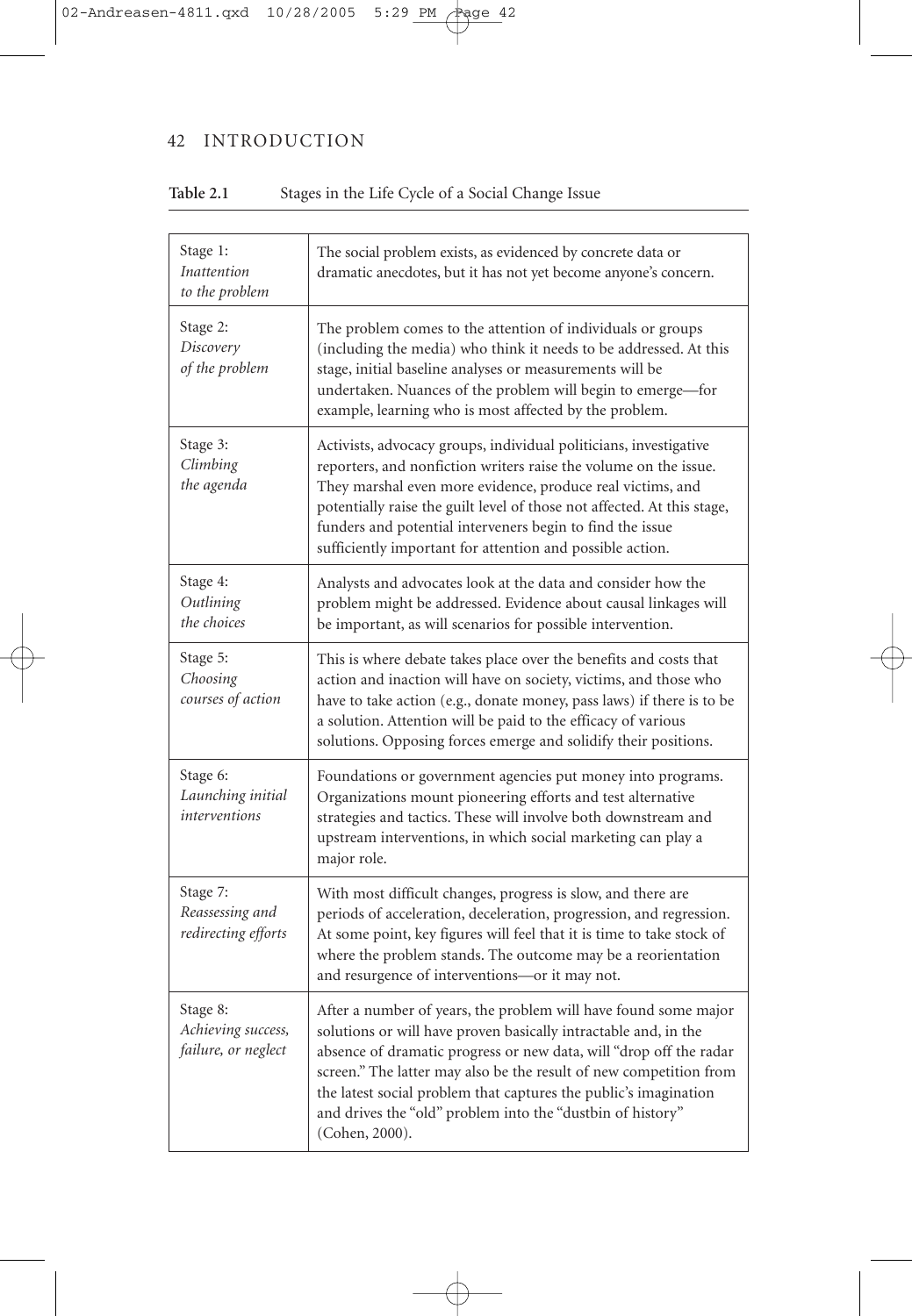**Table 2.1** Stages in the Life Cycle of a Social Change Issue

| Stage | Description |
|---|---|
| Stage 1: *Inattention to the problem* | The social problem exists, as evidenced by concrete data or dramatic anecdotes, but it has not yet become anyone's concern. |
| Stage 2: *Discovery of the problem* | The problem comes to the attention of individuals or groups (including the media) who think it needs to be addressed. At this stage, initial baseline analyses or measurements will be undertaken. Nuances of the problem will begin to emerge—for example, learning who is most affected by the problem. |
| Stage 3: *Climbing the agenda* | Activists, advocacy groups, individual politicians, investigative reporters, and nonfiction writers raise the volume on the issue. They marshal even more evidence, produce real victims, and potentially raise the guilt level of those not affected. At this stage, funders and potential interveners begin to find the issue sufficiently important for attention and possible action. |
| Stage 4: *Outlining the choices* | Analysts and advocates look at the data and consider how the problem might be addressed. Evidence about causal linkages will be important, as will scenarios for possible intervention. |
| Stage 5: *Choosing courses of action* | This is where debate takes place over the benefits and costs that action and inaction will have on society, victims, and those who have to take action (e.g., donate money, pass laws) if there is to be a solution. Attention will be paid to the efficacy of various solutions. Opposing forces emerge and solidify their positions. |
| Stage 6: *Launching initial interventions* | Foundations or government agencies put money into programs. Organizations mount pioneering efforts and test alternative strategies and tactics. These will involve both downstream and upstream interventions, in which social marketing can play a major role. |
| Stage 7: *Reassessing and redirecting efforts* | With most difficult changes, progress is slow, and there are periods of acceleration, deceleration, progression, and regression. At some point, key figures will feel that it is time to take stock of where the problem stands. The outcome may be a reorientation and resurgence of interventions—or it may not. |
| Stage 8: *Achieving success, failure, or neglect* | After a number of years, the problem will have found some major solutions or will have proven basically intractable and, in the absence of dramatic progress or new data, will "drop off the radar screen." The latter may also be the result of new competition from the latest social problem that captures the public's imagination and drives the "old" problem into the "dustbin of history" (Cohen, 2000). |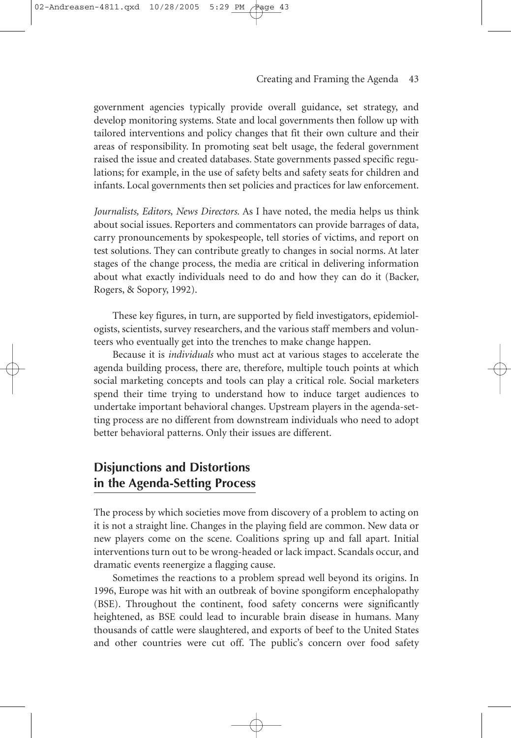government agencies typically provide overall guidance, set strategy, and develop monitoring systems. State and local governments then follow up with tailored interventions and policy changes that fit their own culture and their areas of responsibility. In promoting seat belt usage, the federal government raised the issue and created databases. State governments passed specific regulations; for example, in the use of safety belts and safety seats for children and infants. Local governments then set policies and practices for law enforcement.

*Journalists, Editors, News Directors.* As I have noted, the media helps us think about social issues. Reporters and commentators can provide barrages of data, carry pronouncements by spokespeople, tell stories of victims, and report on test solutions. They can contribute greatly to changes in social norms. At later stages of the change process, the media are critical in delivering information about what exactly individuals need to do and how they can do it (Backer, Rogers, & Sopory, 1992).

These key figures, in turn, are supported by field investigators, epidemiologists, scientists, survey researchers, and the various staff members and volunteers who eventually get into the trenches to make change happen.

Because it is *individuals* who must act at various stages to accelerate the agenda building process, there are, therefore, multiple touch points at which social marketing concepts and tools can play a critical role. Social marketers spend their time trying to understand how to induce target audiences to undertake important behavioral changes. Upstream players in the agenda-setting process are no different from downstream individuals who need to adopt better behavioral patterns. Only their issues are different.

## Disjunctions and Distortions in the Agenda-Setting Process

The process by which societies move from discovery of a problem to acting on it is not a straight line. Changes in the playing field are common. New data or new players come on the scene. Coalitions spring up and fall apart. Initial interventions turn out to be wrong-headed or lack impact. Scandals occur, and dramatic events reenergize a flagging cause.

Sometimes the reactions to a problem spread well beyond its origins. In 1996, Europe was hit with an outbreak of bovine spongiform encephalopathy (BSE). Throughout the continent, food safety concerns were significantly heightened, as BSE could lead to incurable brain disease in humans. Many thousands of cattle were slaughtered, and exports of beef to the United States and other countries were cut off. The public's concern over food safety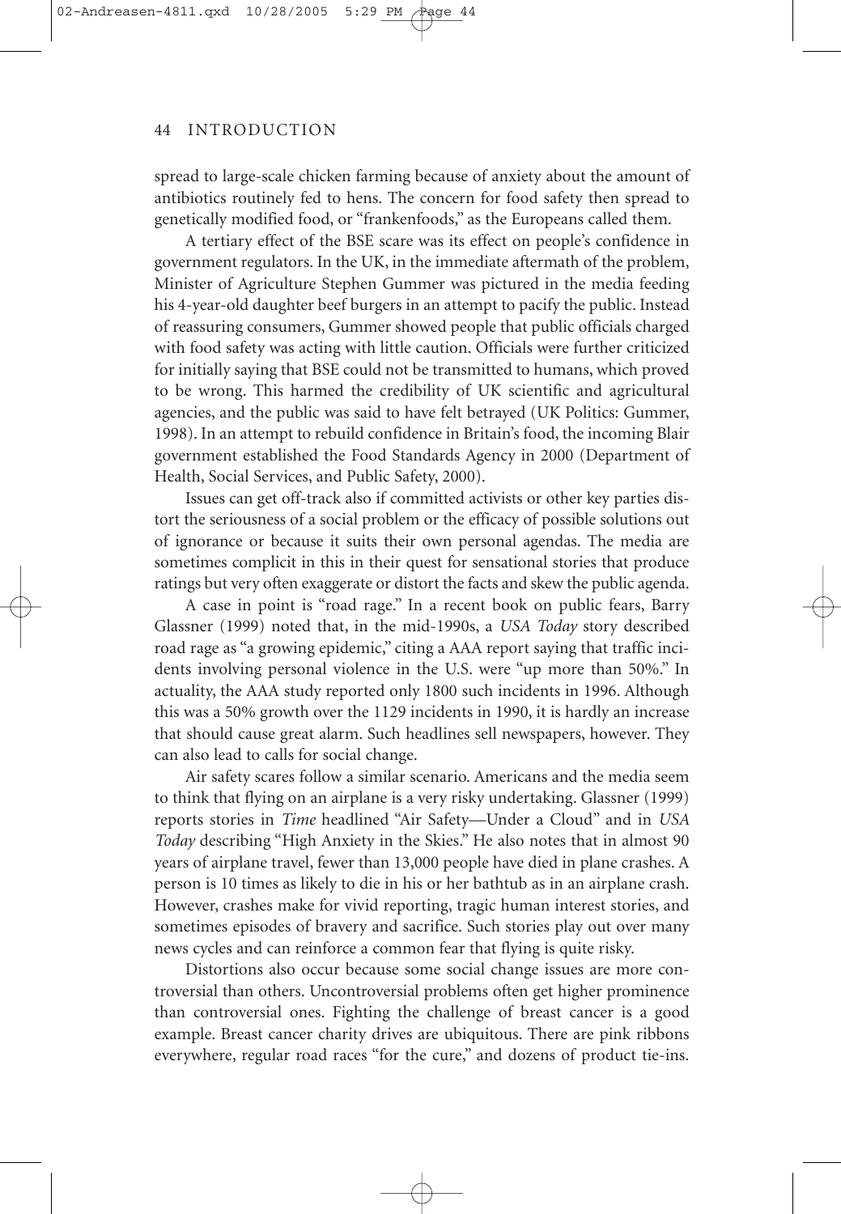spread to large-scale chicken farming because of anxiety about the amount of antibiotics routinely fed to hens. The concern for food safety then spread to genetically modified food, or "frankenfoods," as the Europeans called them.

A tertiary effect of the BSE scare was its effect on people's confidence in government regulators. In the UK, in the immediate aftermath of the problem, Minister of Agriculture Stephen Gummer was pictured in the media feeding his 4-year-old daughter beef burgers in an attempt to pacify the public. Instead of reassuring consumers, Gummer showed people that public officials charged with food safety was acting with little caution. Officials were further criticized for initially saying that BSE could not be transmitted to humans, which proved to be wrong. This harmed the credibility of UK scientific and agricultural agencies, and the public was said to have felt betrayed (UK Politics: Gummer, 1998). In an attempt to rebuild confidence in Britain's food, the incoming Blair government established the Food Standards Agency in 2000 (Department of Health, Social Services, and Public Safety, 2000).

Issues can get off-track also if committed activists or other key parties distort the seriousness of a social problem or the efficacy of possible solutions out of ignorance or because it suits their own personal agendas. The media are sometimes complicit in this in their quest for sensational stories that produce ratings but very often exaggerate or distort the facts and skew the public agenda.

A case in point is "road rage." In a recent book on public fears, Barry Glassner (1999) noted that, in the mid-1990s, a *USA Today* story described road rage as "a growing epidemic," citing a AAA report saying that traffic incidents involving personal violence in the U.S. were "up more than 50%." In actuality, the AAA study reported only 1800 such incidents in 1996. Although this was a 50% growth over the 1129 incidents in 1990, it is hardly an increase that should cause great alarm. Such headlines sell newspapers, however. They can also lead to calls for social change.

Air safety scares follow a similar scenario. Americans and the media seem to think that flying on an airplane is a very risky undertaking. Glassner (1999) reports stories in *Time* headlined "Air Safety—Under a Cloud" and in *USA Today* describing "High Anxiety in the Skies." He also notes that in almost 90 years of airplane travel, fewer than 13,000 people have died in plane crashes. A person is 10 times as likely to die in his or her bathtub as in an airplane crash. However, crashes make for vivid reporting, tragic human interest stories, and sometimes episodes of bravery and sacrifice. Such stories play out over many news cycles and can reinforce a common fear that flying is quite risky.

Distortions also occur because some social change issues are more controversial than others. Uncontroversial problems often get higher prominence than controversial ones. Fighting the challenge of breast cancer is a good example. Breast cancer charity drives are ubiquitous. There are pink ribbons everywhere, regular road races "for the cure," and dozens of product tie-ins.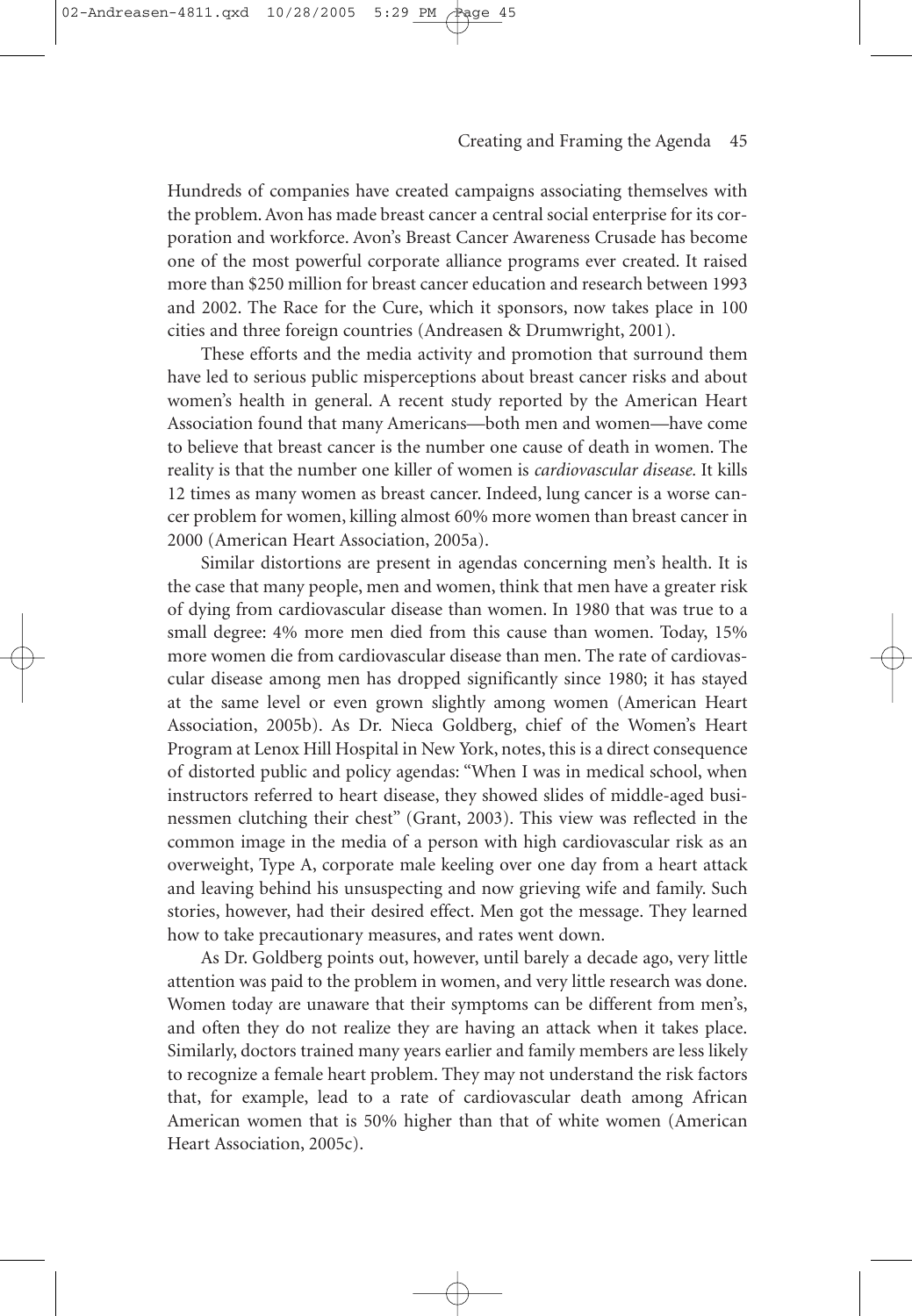Hundreds of companies have created campaigns associating themselves with the problem. Avon has made breast cancer a central social enterprise for its corporation and workforce. Avon's Breast Cancer Awareness Crusade has become one of the most powerful corporate alliance programs ever created. It raised more than $250 million for breast cancer education and research between 1993 and 2002. The Race for the Cure, which it sponsors, now takes place in 100 cities and three foreign countries (Andreasen & Drumwright, 2001).

These efforts and the media activity and promotion that surround them have led to serious public misperceptions about breast cancer risks and about women's health in general. A recent study reported by the American Heart Association found that many Americans—both men and women—have come to believe that breast cancer is the number one cause of death in women. The reality is that the number one killer of women is *cardiovascular disease.* It kills 12 times as many women as breast cancer. Indeed, lung cancer is a worse cancer problem for women, killing almost 60% more women than breast cancer in 2000 (American Heart Association, 2005a).

Similar distortions are present in agendas concerning men's health. It is the case that many people, men and women, think that men have a greater risk of dying from cardiovascular disease than women. In 1980 that was true to a small degree: 4% more men died from this cause than women. Today, 15% more women die from cardiovascular disease than men. The rate of cardiovascular disease among men has dropped significantly since 1980; it has stayed at the same level or even grown slightly among women (American Heart Association, 2005b). As Dr. Nieca Goldberg, chief of the Women's Heart Program at Lenox Hill Hospital in New York, notes, this is a direct consequence of distorted public and policy agendas: "When I was in medical school, when instructors referred to heart disease, they showed slides of middle-aged businessmen clutching their chest" (Grant, 2003). This view was reflected in the common image in the media of a person with high cardiovascular risk as an overweight, Type A, corporate male keeling over one day from a heart attack and leaving behind his unsuspecting and now grieving wife and family. Such stories, however, had their desired effect. Men got the message. They learned how to take precautionary measures, and rates went down.

As Dr. Goldberg points out, however, until barely a decade ago, very little attention was paid to the problem in women, and very little research was done. Women today are unaware that their symptoms can be different from men's, and often they do not realize they are having an attack when it takes place. Similarly, doctors trained many years earlier and family members are less likely to recognize a female heart problem. They may not understand the risk factors that, for example, lead to a rate of cardiovascular death among African American women that is 50% higher than that of white women (American Heart Association, 2005c).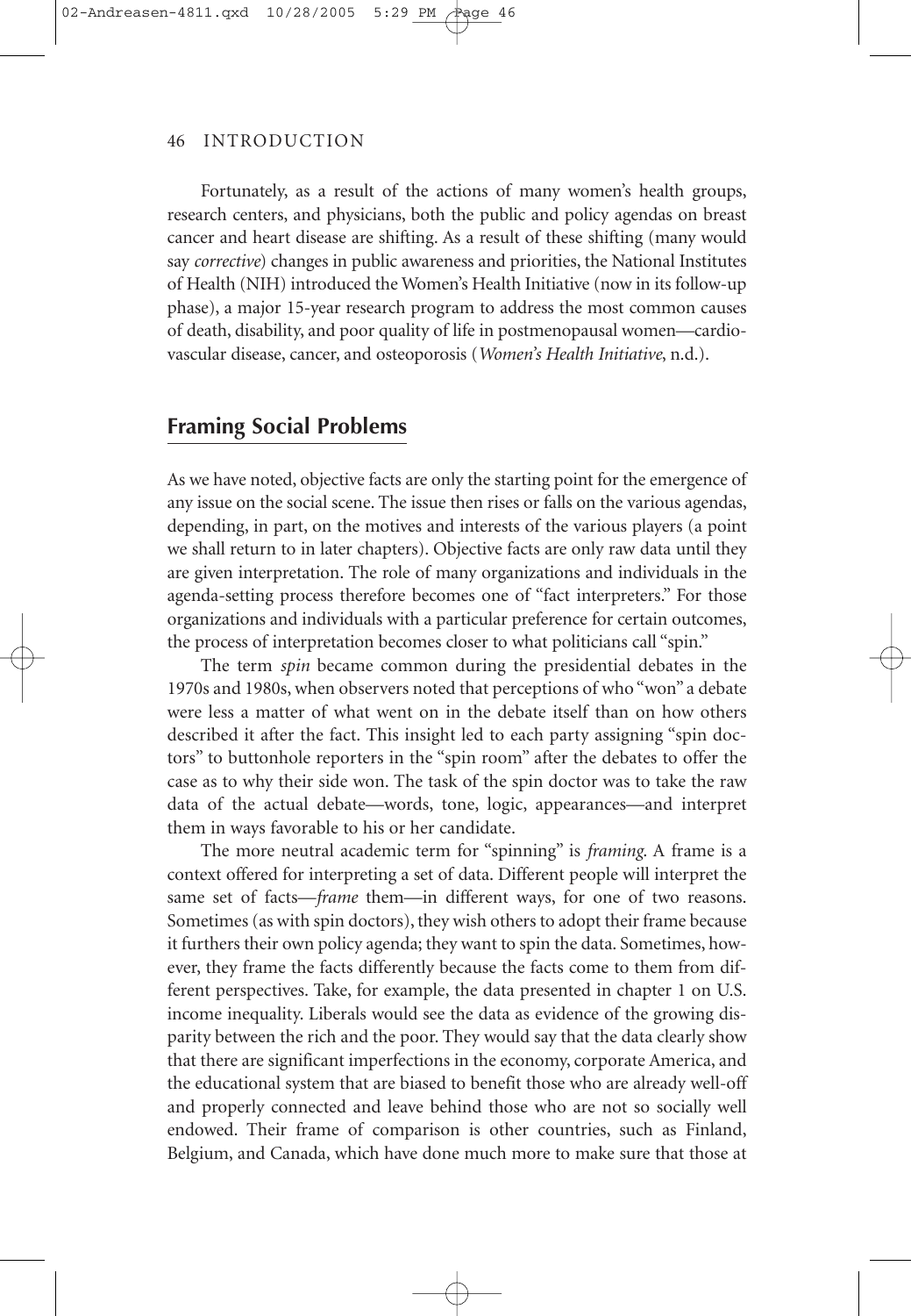Fortunately, as a result of the actions of many women's health groups, research centers, and physicians, both the public and policy agendas on breast cancer and heart disease are shifting. As a result of these shifting (many would say *corrective*) changes in public awareness and priorities, the National Institutes of Health (NIH) introduced the Women's Health Initiative (now in its follow-up phase), a major 15-year research program to address the most common causes of death, disability, and poor quality of life in postmenopausal women—cardiovascular disease, cancer, and osteoporosis (*Women's Health Initiative*, n.d.).

## Framing Social Problems

As we have noted, objective facts are only the starting point for the emergence of any issue on the social scene. The issue then rises or falls on the various agendas, depending, in part, on the motives and interests of the various players (a point we shall return to in later chapters). Objective facts are only raw data until they are given interpretation. The role of many organizations and individuals in the agenda-setting process therefore becomes one of "fact interpreters." For those organizations and individuals with a particular preference for certain outcomes, the process of interpretation becomes closer to what politicians call "spin."

The term *spin* became common during the presidential debates in the 1970s and 1980s, when observers noted that perceptions of who "won" a debate were less a matter of what went on in the debate itself than on how others described it after the fact. This insight led to each party assigning "spin doctors" to buttonhole reporters in the "spin room" after the debates to offer the case as to why their side won. The task of the spin doctor was to take the raw data of the actual debate—words, tone, logic, appearances—and interpret them in ways favorable to his or her candidate.

The more neutral academic term for "spinning" is *framing*. A frame is a context offered for interpreting a set of data. Different people will interpret the same set of facts—*frame* them—in different ways, for one of two reasons. Sometimes (as with spin doctors), they wish others to adopt their frame because it furthers their own policy agenda; they want to spin the data. Sometimes, however, they frame the facts differently because the facts come to them from different perspectives. Take, for example, the data presented in chapter 1 on U.S. income inequality. Liberals would see the data as evidence of the growing disparity between the rich and the poor. They would say that the data clearly show that there are significant imperfections in the economy, corporate America, and the educational system that are biased to benefit those who are already well-off and properly connected and leave behind those who are not so socially well endowed. Their frame of comparison is other countries, such as Finland, Belgium, and Canada, which have done much more to make sure that those at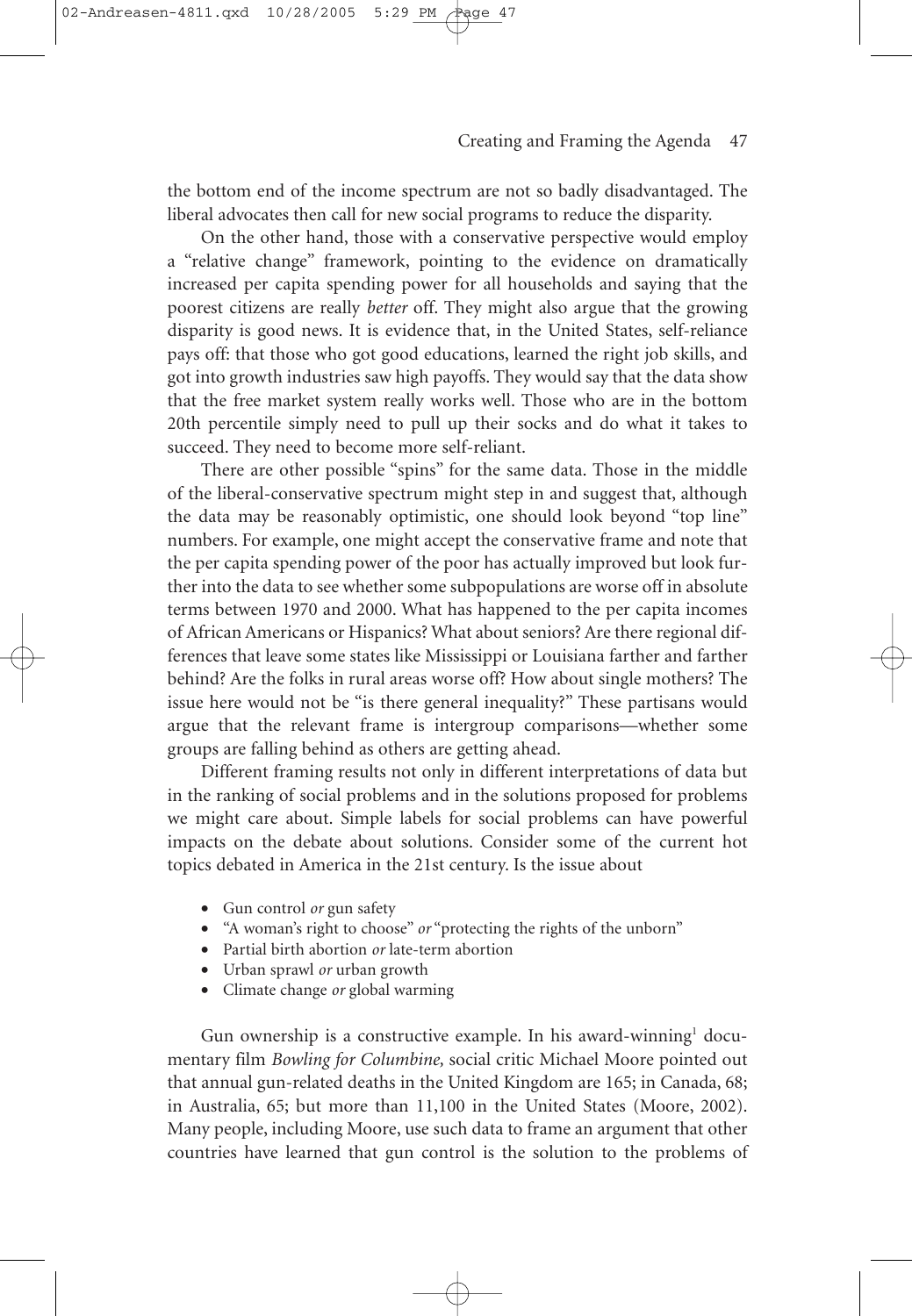the bottom end of the income spectrum are not so badly disadvantaged. The liberal advocates then call for new social programs to reduce the disparity.

On the other hand, those with a conservative perspective would employ a "relative change" framework, pointing to the evidence on dramatically increased per capita spending power for all households and saying that the poorest citizens are really *better* off. They might also argue that the growing disparity is good news. It is evidence that, in the United States, self-reliance pays off: that those who got good educations, learned the right job skills, and got into growth industries saw high payoffs. They would say that the data show that the free market system really works well. Those who are in the bottom 20th percentile simply need to pull up their socks and do what it takes to succeed. They need to become more self-reliant.

There are other possible "spins" for the same data. Those in the middle of the liberal-conservative spectrum might step in and suggest that, although the data may be reasonably optimistic, one should look beyond "top line" numbers. For example, one might accept the conservative frame and note that the per capita spending power of the poor has actually improved but look further into the data to see whether some subpopulations are worse off in absolute terms between 1970 and 2000. What has happened to the per capita incomes of African Americans or Hispanics? What about seniors? Are there regional differences that leave some states like Mississippi or Louisiana farther and farther behind? Are the folks in rural areas worse off? How about single mothers? The issue here would not be "is there general inequality?" These partisans would argue that the relevant frame is intergroup comparisons—whether some groups are falling behind as others are getting ahead.

Different framing results not only in different interpretations of data but in the ranking of social problems and in the solutions proposed for problems we might care about. Simple labels for social problems can have powerful impacts on the debate about solutions. Consider some of the current hot topics debated in America in the 21st century. Is the issue about

- Gun control *or* gun safety
- "A woman's right to choose" *or* "protecting the rights of the unborn"
- Partial birth abortion *or* late-term abortion
- Urban sprawl *or* urban growth
- Climate change *or* global warming

Gun ownership is a constructive example. In his award-winning[1] documentary film *Bowling for Columbine,* social critic Michael Moore pointed out that annual gun-related deaths in the United Kingdom are 165; in Canada, 68; in Australia, 65; but more than 11,100 in the United States (Moore, 2002). Many people, including Moore, use such data to frame an argument that other countries have learned that gun control is the solution to the problems of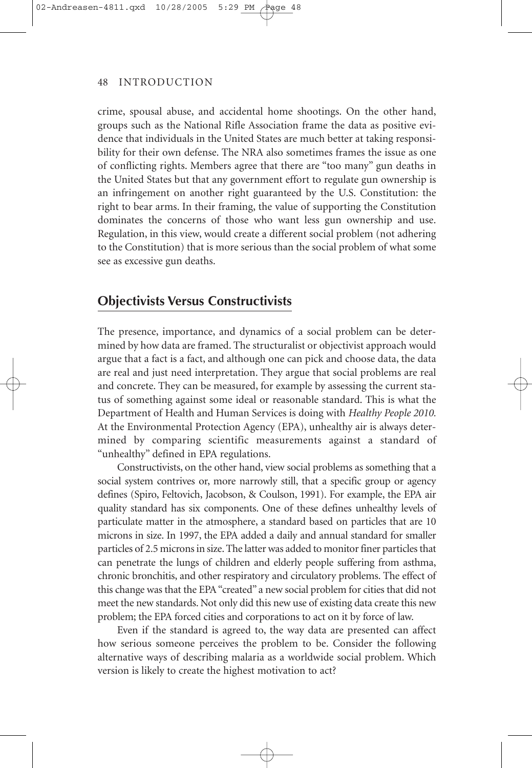crime, spousal abuse, and accidental home shootings. On the other hand, groups such as the National Rifle Association frame the data as positive evidence that individuals in the United States are much better at taking responsibility for their own defense. The NRA also sometimes frames the issue as one of conflicting rights. Members agree that there are "too many" gun deaths in the United States but that any government effort to regulate gun ownership is an infringement on another right guaranteed by the U.S. Constitution: the right to bear arms. In their framing, the value of supporting the Constitution dominates the concerns of those who want less gun ownership and use. Regulation, in this view, would create a different social problem (not adhering to the Constitution) that is more serious than the social problem of what some see as excessive gun deaths.

## Objectivists Versus Constructivists

The presence, importance, and dynamics of a social problem can be determined by how data are framed. The structuralist or objectivist approach would argue that a fact is a fact, and although one can pick and choose data, the data are real and just need interpretation. They argue that social problems are real and concrete. They can be measured, for example by assessing the current status of something against some ideal or reasonable standard. This is what the Department of Health and Human Services is doing with *Healthy People 2010.* At the Environmental Protection Agency (EPA), unhealthy air is always determined by comparing scientific measurements against a standard of "unhealthy" defined in EPA regulations.

Constructivists, on the other hand, view social problems as something that a social system contrives or, more narrowly still, that a specific group or agency defines (Spiro, Feltovich, Jacobson, & Coulson, 1991). For example, the EPA air quality standard has six components. One of these defines unhealthy levels of particulate matter in the atmosphere, a standard based on particles that are 10 microns in size. In 1997, the EPA added a daily and annual standard for smaller particles of 2.5 microns in size. The latter was added to monitor finer particles that can penetrate the lungs of children and elderly people suffering from asthma, chronic bronchitis, and other respiratory and circulatory problems. The effect of this change was that the EPA "created" a new social problem for cities that did not meet the new standards. Not only did this new use of existing data create this new problem; the EPA forced cities and corporations to act on it by force of law.

Even if the standard is agreed to, the way data are presented can affect how serious someone perceives the problem to be. Consider the following alternative ways of describing malaria as a worldwide social problem. Which version is likely to create the highest motivation to act?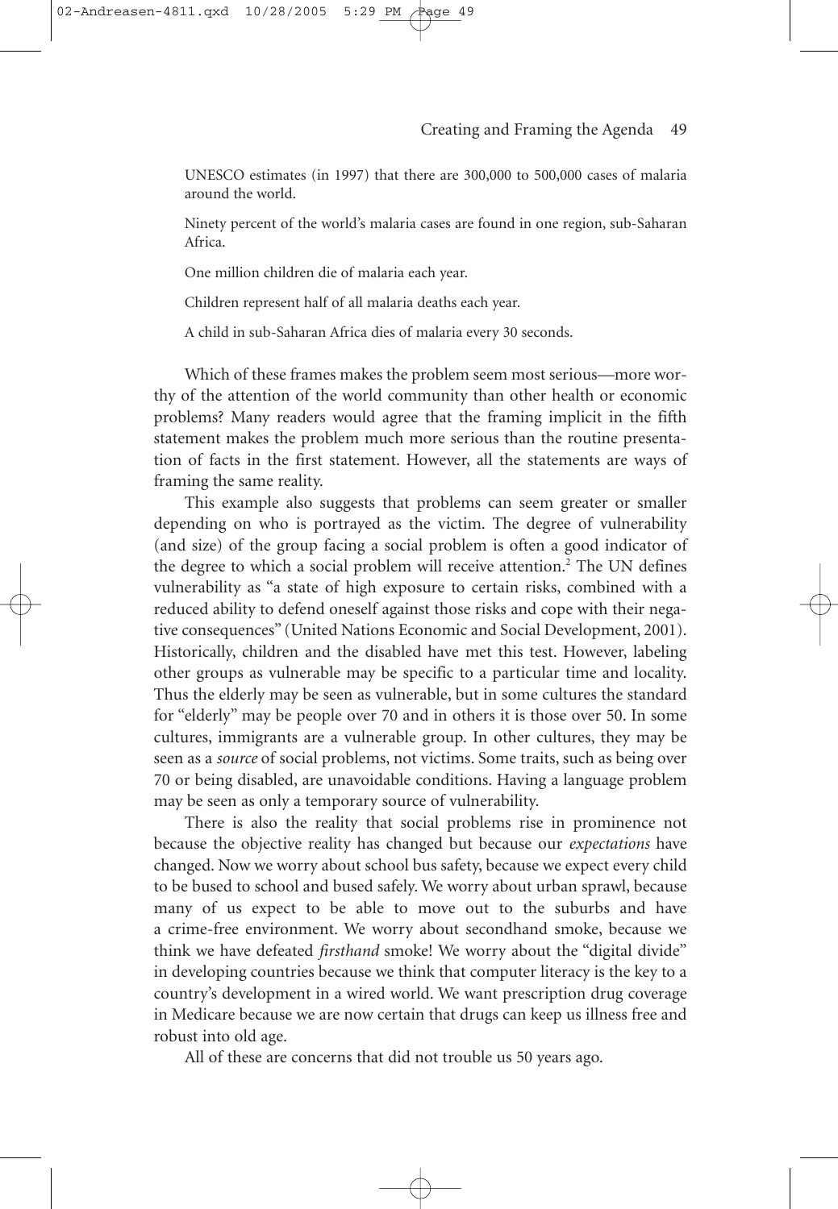UNESCO estimates (in 1997) that there are 300,000 to 500,000 cases of malaria around the world.

Ninety percent of the world's malaria cases are found in one region, sub-Saharan Africa.

One million children die of malaria each year.

Children represent half of all malaria deaths each year.

A child in sub-Saharan Africa dies of malaria every 30 seconds.

Which of these frames makes the problem seem most serious—more worthy of the attention of the world community than other health or economic problems? Many readers would agree that the framing implicit in the fifth statement makes the problem much more serious than the routine presentation of facts in the first statement. However, all the statements are ways of framing the same reality.

This example also suggests that problems can seem greater or smaller depending on who is portrayed as the victim. The degree of vulnerability (and size) of the group facing a social problem is often a good indicator of the degree to which a social problem will receive attention.[2] The UN defines vulnerability as "a state of high exposure to certain risks, combined with a reduced ability to defend oneself against those risks and cope with their negative consequences" (United Nations Economic and Social Development, 2001). Historically, children and the disabled have met this test. However, labeling other groups as vulnerable may be specific to a particular time and locality. Thus the elderly may be seen as vulnerable, but in some cultures the standard for "elderly" may be people over 70 and in others it is those over 50. In some cultures, immigrants are a vulnerable group. In other cultures, they may be seen as a *source* of social problems, not victims. Some traits, such as being over 70 or being disabled, are unavoidable conditions. Having a language problem may be seen as only a temporary source of vulnerability.

There is also the reality that social problems rise in prominence not because the objective reality has changed but because our *expectations* have changed. Now we worry about school bus safety, because we expect every child to be bused to school and bused safely. We worry about urban sprawl, because many of us expect to be able to move out to the suburbs and have a crime-free environment. We worry about secondhand smoke, because we think we have defeated *firsthand* smoke! We worry about the "digital divide" in developing countries because we think that computer literacy is the key to a country's development in a wired world. We want prescription drug coverage in Medicare because we are now certain that drugs can keep us illness free and robust into old age.

All of these are concerns that did not trouble us 50 years ago.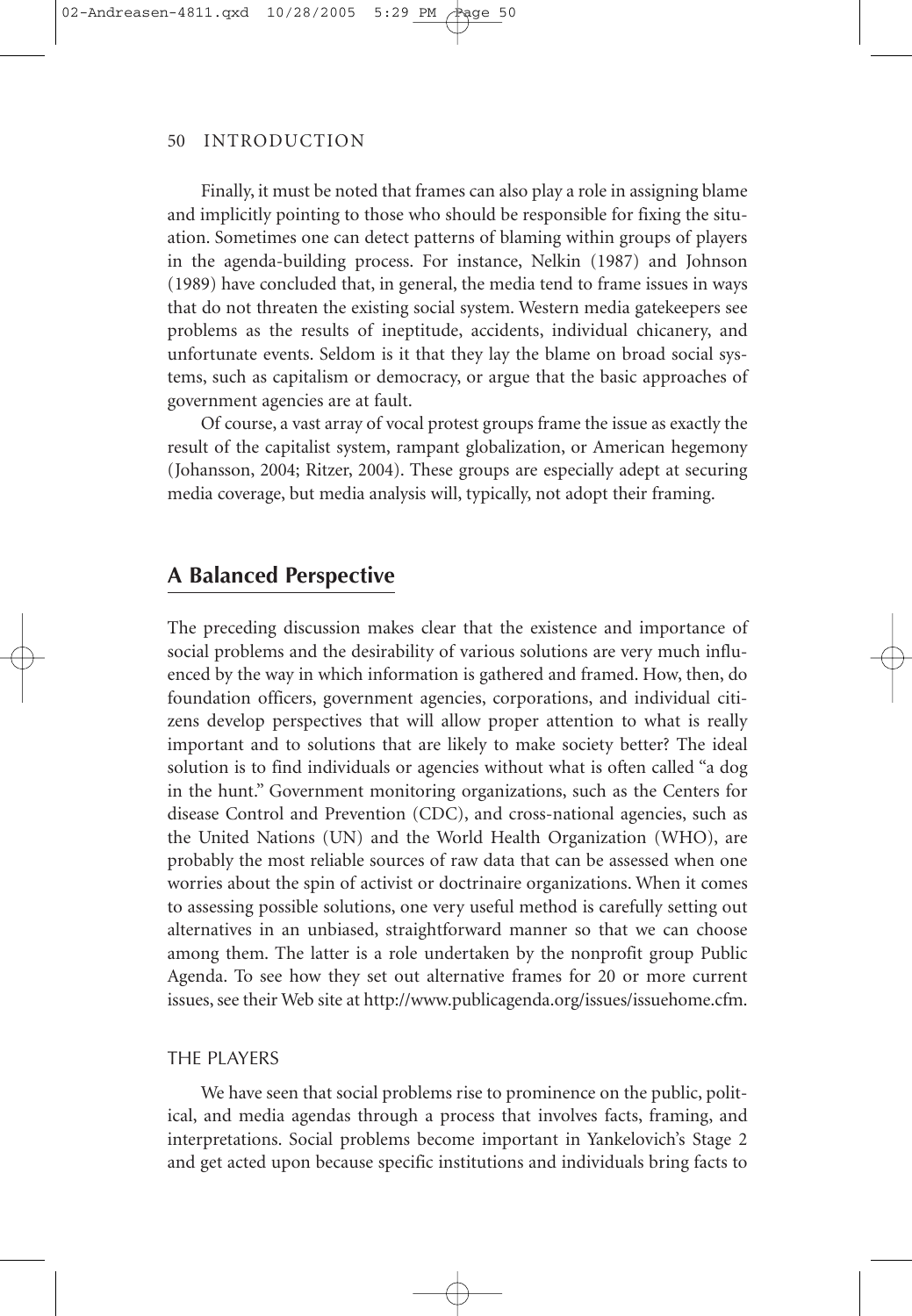Finally, it must be noted that frames can also play a role in assigning blame and implicitly pointing to those who should be responsible for fixing the situation. Sometimes one can detect patterns of blaming within groups of players in the agenda-building process. For instance, Nelkin (1987) and Johnson (1989) have concluded that, in general, the media tend to frame issues in ways that do not threaten the existing social system. Western media gatekeepers see problems as the results of ineptitude, accidents, individual chicanery, and unfortunate events. Seldom is it that they lay the blame on broad social systems, such as capitalism or democracy, or argue that the basic approaches of government agencies are at fault.

Of course, a vast array of vocal protest groups frame the issue as exactly the result of the capitalist system, rampant globalization, or American hegemony (Johansson, 2004; Ritzer, 2004). These groups are especially adept at securing media coverage, but media analysis will, typically, not adopt their framing.

## A Balanced Perspective

The preceding discussion makes clear that the existence and importance of social problems and the desirability of various solutions are very much influenced by the way in which information is gathered and framed. How, then, do foundation officers, government agencies, corporations, and individual citizens develop perspectives that will allow proper attention to what is really important and to solutions that are likely to make society better? The ideal solution is to find individuals or agencies without what is often called "a dog in the hunt." Government monitoring organizations, such as the Centers for disease Control and Prevention (CDC), and cross-national agencies, such as the United Nations (UN) and the World Health Organization (WHO), are probably the most reliable sources of raw data that can be assessed when one worries about the spin of activist or doctrinaire organizations. When it comes to assessing possible solutions, one very useful method is carefully setting out alternatives in an unbiased, straightforward manner so that we can choose among them. The latter is a role undertaken by the nonprofit group Public Agenda. To see how they set out alternative frames for 20 or more current issues, see their Web site at http://www.publicagenda.org/issues/issuehome.cfm.

### THE PLAYERS

We have seen that social problems rise to prominence on the public, political, and media agendas through a process that involves facts, framing, and interpretations. Social problems become important in Yankelovich's Stage 2 and get acted upon because specific institutions and individuals bring facts to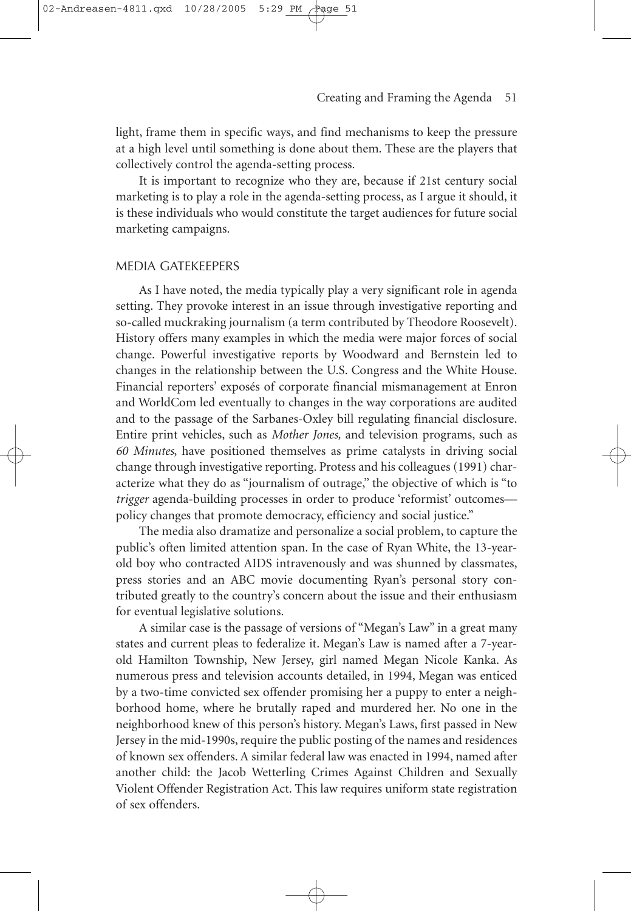light, frame them in specific ways, and find mechanisms to keep the pressure at a high level until something is done about them. These are the players that collectively control the agenda-setting process.

It is important to recognize who they are, because if 21st century social marketing is to play a role in the agenda-setting process, as I argue it should, it is these individuals who would constitute the target audiences for future social marketing campaigns.

## MEDIA GATEKEEPERS

As I have noted, the media typically play a very significant role in agenda setting. They provoke interest in an issue through investigative reporting and so-called muckraking journalism (a term contributed by Theodore Roosevelt). History offers many examples in which the media were major forces of social change. Powerful investigative reports by Woodward and Bernstein led to changes in the relationship between the U.S. Congress and the White House. Financial reporters' exposés of corporate financial mismanagement at Enron and WorldCom led eventually to changes in the way corporations are audited and to the passage of the Sarbanes-Oxley bill regulating financial disclosure. Entire print vehicles, such as *Mother Jones,* and television programs, such as *60 Minutes*, have positioned themselves as prime catalysts in driving social change through investigative reporting. Protess and his colleagues (1991) characterize what they do as "journalism of outrage," the objective of which is "to *trigger* agenda-building processes in order to produce 'reformist' outcomes—policy changes that promote democracy, efficiency and social justice."

The media also dramatize and personalize a social problem, to capture the public's often limited attention span. In the case of Ryan White, the 13-year-old boy who contracted AIDS intravenously and was shunned by classmates, press stories and an ABC movie documenting Ryan's personal story contributed greatly to the country's concern about the issue and their enthusiasm for eventual legislative solutions.

A similar case is the passage of versions of "Megan's Law" in a great many states and current pleas to federalize it. Megan's Law is named after a 7-year-old Hamilton Township, New Jersey, girl named Megan Nicole Kanka. As numerous press and television accounts detailed, in 1994, Megan was enticed by a two-time convicted sex offender promising her a puppy to enter a neighborhood home, where he brutally raped and murdered her. No one in the neighborhood knew of this person's history. Megan's Laws, first passed in New Jersey in the mid-1990s, require the public posting of the names and residences of known sex offenders. A similar federal law was enacted in 1994, named after another child: the Jacob Wetterling Crimes Against Children and Sexually Violent Offender Registration Act. This law requires uniform state registration of sex offenders.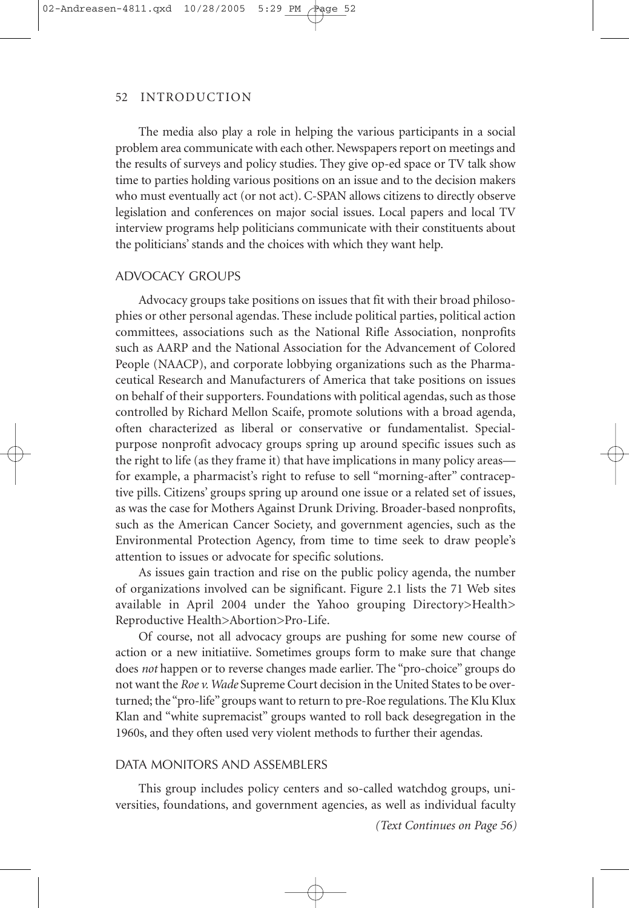The media also play a role in helping the various participants in a social problem area communicate with each other. Newspapers report on meetings and the results of surveys and policy studies. They give op-ed space or TV talk show time to parties holding various positions on an issue and to the decision makers who must eventually act (or not act). C-SPAN allows citizens to directly observe legislation and conferences on major social issues. Local papers and local TV interview programs help politicians communicate with their constituents about the politicians' stands and the choices with which they want help.

## ADVOCACY GROUPS

Advocacy groups take positions on issues that fit with their broad philosophies or other personal agendas. These include political parties, political action committees, associations such as the National Rifle Association, nonprofits such as AARP and the National Association for the Advancement of Colored People (NAACP), and corporate lobbying organizations such as the Pharmaceutical Research and Manufacturers of America that take positions on issues on behalf of their supporters. Foundations with political agendas, such as those controlled by Richard Mellon Scaife, promote solutions with a broad agenda, often characterized as liberal or conservative or fundamentalist. Special-purpose nonprofit advocacy groups spring up around specific issues such as the right to life (as they frame it) that have implications in many policy areas—for example, a pharmacist's right to refuse to sell "morning-after" contraceptive pills. Citizens' groups spring up around one issue or a related set of issues, as was the case for Mothers Against Drunk Driving. Broader-based nonprofits, such as the American Cancer Society, and government agencies, such as the Environmental Protection Agency, from time to time seek to draw people's attention to issues or advocate for specific solutions.

As issues gain traction and rise on the public policy agenda, the number of organizations involved can be significant. Figure 2.1 lists the 71 Web sites available in April 2004 under the Yahoo grouping Directory>Health>Reproductive Health>Abortion>Pro-Life.

Of course, not all advocacy groups are pushing for some new course of action or a new initiatiive. Sometimes groups form to make sure that change does *not* happen or to reverse changes made earlier. The "pro-choice" groups do not want the *Roe v. Wade* Supreme Court decision in the United States to be overturned; the "pro-life" groups want to return to pre-Roe regulations. The Klu Klux Klan and "white supremacist" groups wanted to roll back desegregation in the 1960s, and they often used very violent methods to further their agendas.

## DATA MONITORS AND ASSEMBLERS

This group includes policy centers and so-called watchdog groups, universities, foundations, and government agencies, as well as individual faculty

*(Text Continues on Page 56)*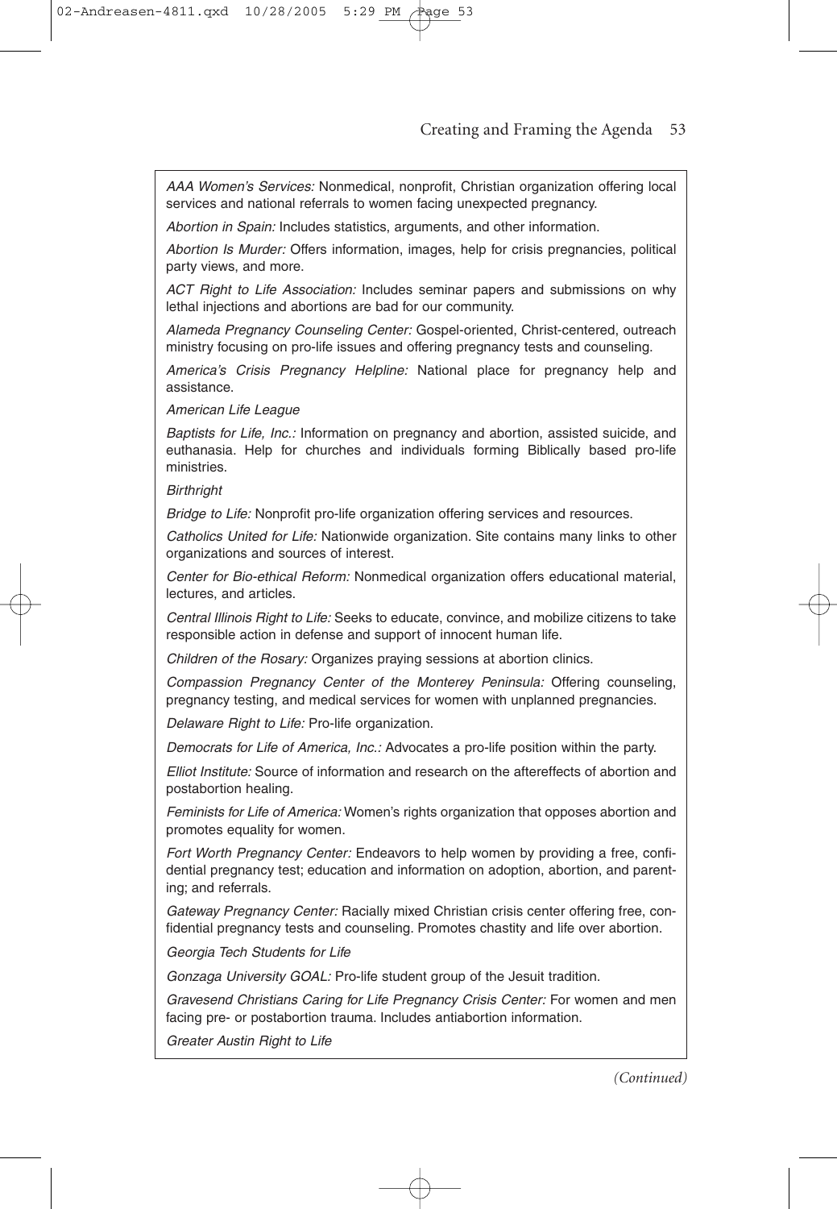*AAA Women's Services:* Nonmedical, nonprofit, Christian organization offering local services and national referrals to women facing unexpected pregnancy.

*Abortion in Spain:* Includes statistics, arguments, and other information.

*Abortion Is Murder:* Offers information, images, help for crisis pregnancies, political party views, and more.

*ACT Right to Life Association:* Includes seminar papers and submissions on why lethal injections and abortions are bad for our community.

*Alameda Pregnancy Counseling Center:* Gospel-oriented, Christ-centered, outreach ministry focusing on pro-life issues and offering pregnancy tests and counseling.

*America's Crisis Pregnancy Helpline:* National place for pregnancy help and assistance.

*American Life League*

*Baptists for Life, Inc.:* Information on pregnancy and abortion, assisted suicide, and euthanasia. Help for churches and individuals forming Biblically based pro-life ministries.

*Birthright*

*Bridge to Life:* Nonprofit pro-life organization offering services and resources.

*Catholics United for Life:* Nationwide organization. Site contains many links to other organizations and sources of interest.

*Center for Bio-ethical Reform:* Nonmedical organization offers educational material, lectures, and articles.

*Central Illinois Right to Life:* Seeks to educate, convince, and mobilize citizens to take responsible action in defense and support of innocent human life.

*Children of the Rosary:* Organizes praying sessions at abortion clinics.

*Compassion Pregnancy Center of the Monterey Peninsula:* Offering counseling, pregnancy testing, and medical services for women with unplanned pregnancies.

*Delaware Right to Life:* Pro-life organization.

*Democrats for Life of America, Inc.:* Advocates a pro-life position within the party.

*Elliot Institute:* Source of information and research on the aftereffects of abortion and postabortion healing.

*Feminists for Life of America:* Women's rights organization that opposes abortion and promotes equality for women.

*Fort Worth Pregnancy Center:* Endeavors to help women by providing a free, confidential pregnancy test; education and information on adoption, abortion, and parenting; and referrals.

*Gateway Pregnancy Center:* Racially mixed Christian crisis center offering free, confidential pregnancy tests and counseling. Promotes chastity and life over abortion.

*Georgia Tech Students for Life*

*Gonzaga University GOAL:* Pro-life student group of the Jesuit tradition.

*Gravesend Christians Caring for Life Pregnancy Crisis Center:* For women and men facing pre- or postabortion trauma. Includes antiabortion information.

*Greater Austin Right to Life*

*(Continued)*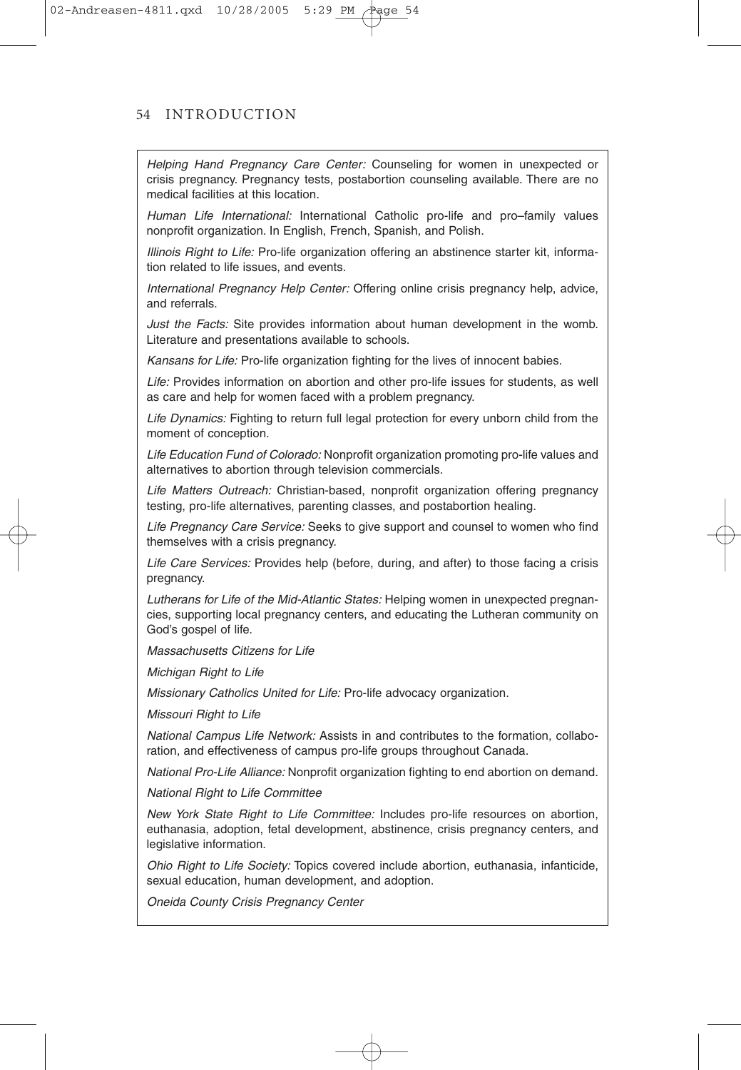*Helping Hand Pregnancy Care Center:* Counseling for women in unexpected or crisis pregnancy. Pregnancy tests, postabortion counseling available. There are no medical facilities at this location.

*Human Life International:* International Catholic pro-life and pro–family values nonprofit organization. In English, French, Spanish, and Polish.

*Illinois Right to Life:* Pro-life organization offering an abstinence starter kit, information related to life issues, and events.

*International Pregnancy Help Center:* Offering online crisis pregnancy help, advice, and referrals.

*Just the Facts:* Site provides information about human development in the womb. Literature and presentations available to schools.

*Kansans for Life:* Pro-life organization fighting for the lives of innocent babies.

*Life:* Provides information on abortion and other pro-life issues for students, as well as care and help for women faced with a problem pregnancy.

*Life Dynamics:* Fighting to return full legal protection for every unborn child from the moment of conception.

*Life Education Fund of Colorado:* Nonprofit organization promoting pro-life values and alternatives to abortion through television commercials.

*Life Matters Outreach:* Christian-based, nonprofit organization offering pregnancy testing, pro-life alternatives, parenting classes, and postabortion healing.

*Life Pregnancy Care Service:* Seeks to give support and counsel to women who find themselves with a crisis pregnancy.

*Life Care Services:* Provides help (before, during, and after) to those facing a crisis pregnancy.

*Lutherans for Life of the Mid-Atlantic States:* Helping women in unexpected pregnancies, supporting local pregnancy centers, and educating the Lutheran community on God's gospel of life.

*Massachusetts Citizens for Life*

*Michigan Right to Life*

*Missionary Catholics United for Life:* Pro-life advocacy organization.

*Missouri Right to Life*

*National Campus Life Network:* Assists in and contributes to the formation, collaboration, and effectiveness of campus pro-life groups throughout Canada.

*National Pro-Life Alliance:* Nonprofit organization fighting to end abortion on demand.

*National Right to Life Committee*

*New York State Right to Life Committee:* Includes pro-life resources on abortion, euthanasia, adoption, fetal development, abstinence, crisis pregnancy centers, and legislative information.

*Ohio Right to Life Society:* Topics covered include abortion, euthanasia, infanticide, sexual education, human development, and adoption.

*Oneida County Crisis Pregnancy Center*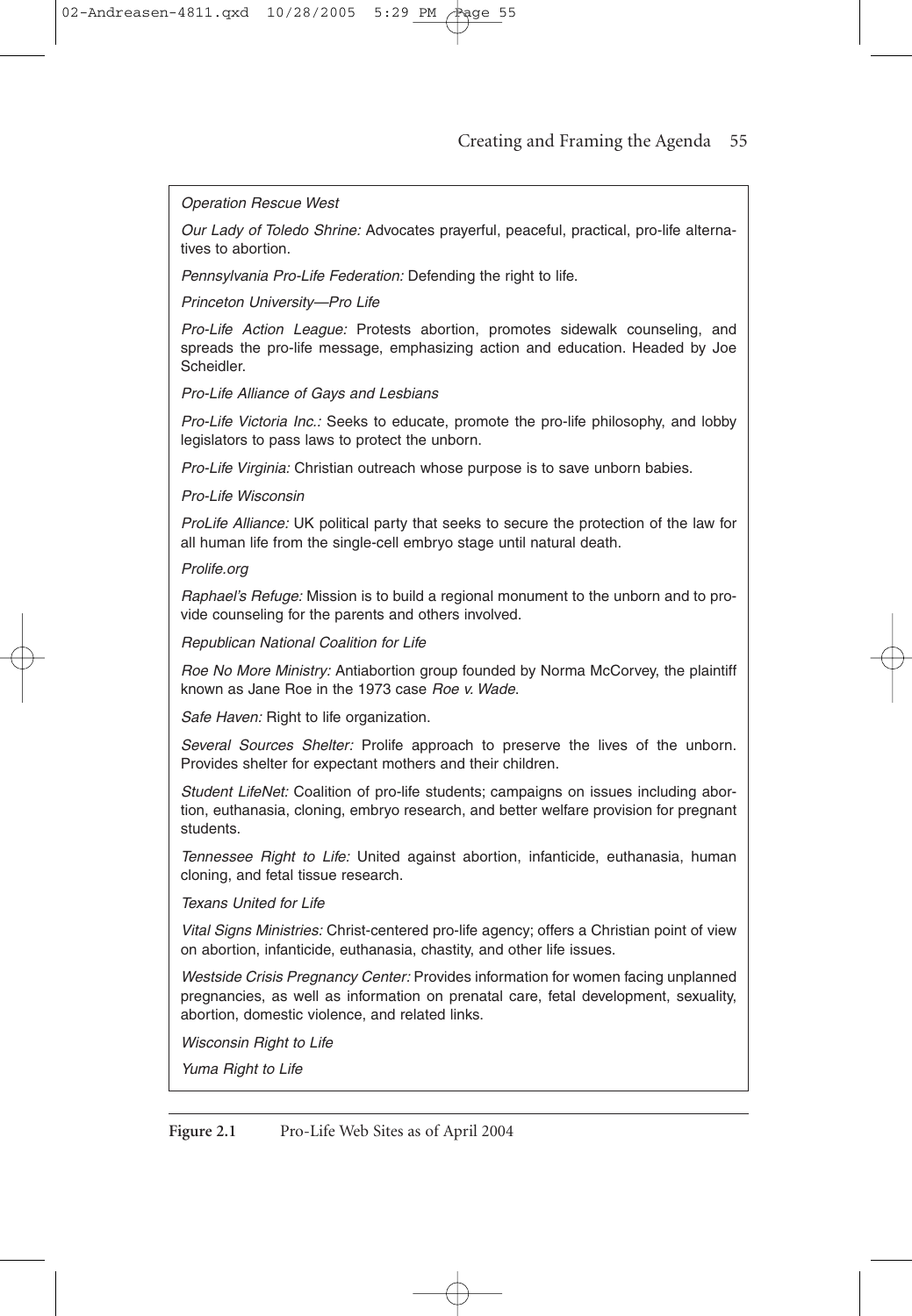*Operation Rescue West*

*Our Lady of Toledo Shrine:* Advocates prayerful, peaceful, practical, pro-life alternatives to abortion.

*Pennsylvania Pro-Life Federation:* Defending the right to life.

*Princeton University—Pro Life*

*Pro-Life Action League:* Protests abortion, promotes sidewalk counseling, and spreads the pro-life message, emphasizing action and education. Headed by Joe Scheidler.

*Pro-Life Alliance of Gays and Lesbians*

*Pro-Life Victoria Inc.:* Seeks to educate, promote the pro-life philosophy, and lobby legislators to pass laws to protect the unborn.

*Pro-Life Virginia:* Christian outreach whose purpose is to save unborn babies.

*Pro-Life Wisconsin*

*ProLife Alliance:* UK political party that seeks to secure the protection of the law for all human life from the single-cell embryo stage until natural death.

*Prolife.org*

*Raphael's Refuge:* Mission is to build a regional monument to the unborn and to provide counseling for the parents and others involved.

*Republican National Coalition for Life*

*Roe No More Ministry:* Antiabortion group founded by Norma McCorvey, the plaintiff known as Jane Roe in the 1973 case *Roe v. Wade*.

*Safe Haven:* Right to life organization.

*Several Sources Shelter:* Prolife approach to preserve the lives of the unborn. Provides shelter for expectant mothers and their children.

*Student LifeNet:* Coalition of pro-life students; campaigns on issues including abortion, euthanasia, cloning, embryo research, and better welfare provision for pregnant students.

*Tennessee Right to Life:* United against abortion, infanticide, euthanasia, human cloning, and fetal tissue research.

*Texans United for Life*

*Vital Signs Ministries:* Christ-centered pro-life agency; offers a Christian point of view on abortion, infanticide, euthanasia, chastity, and other life issues.

*Westside Crisis Pregnancy Center:* Provides information for women facing unplanned pregnancies, as well as information on prenatal care, fetal development, sexuality, abortion, domestic violence, and related links.

*Wisconsin Right to Life*

*Yuma Right to Life*

**Figure 2.1** Pro-Life Web Sites as of April 2004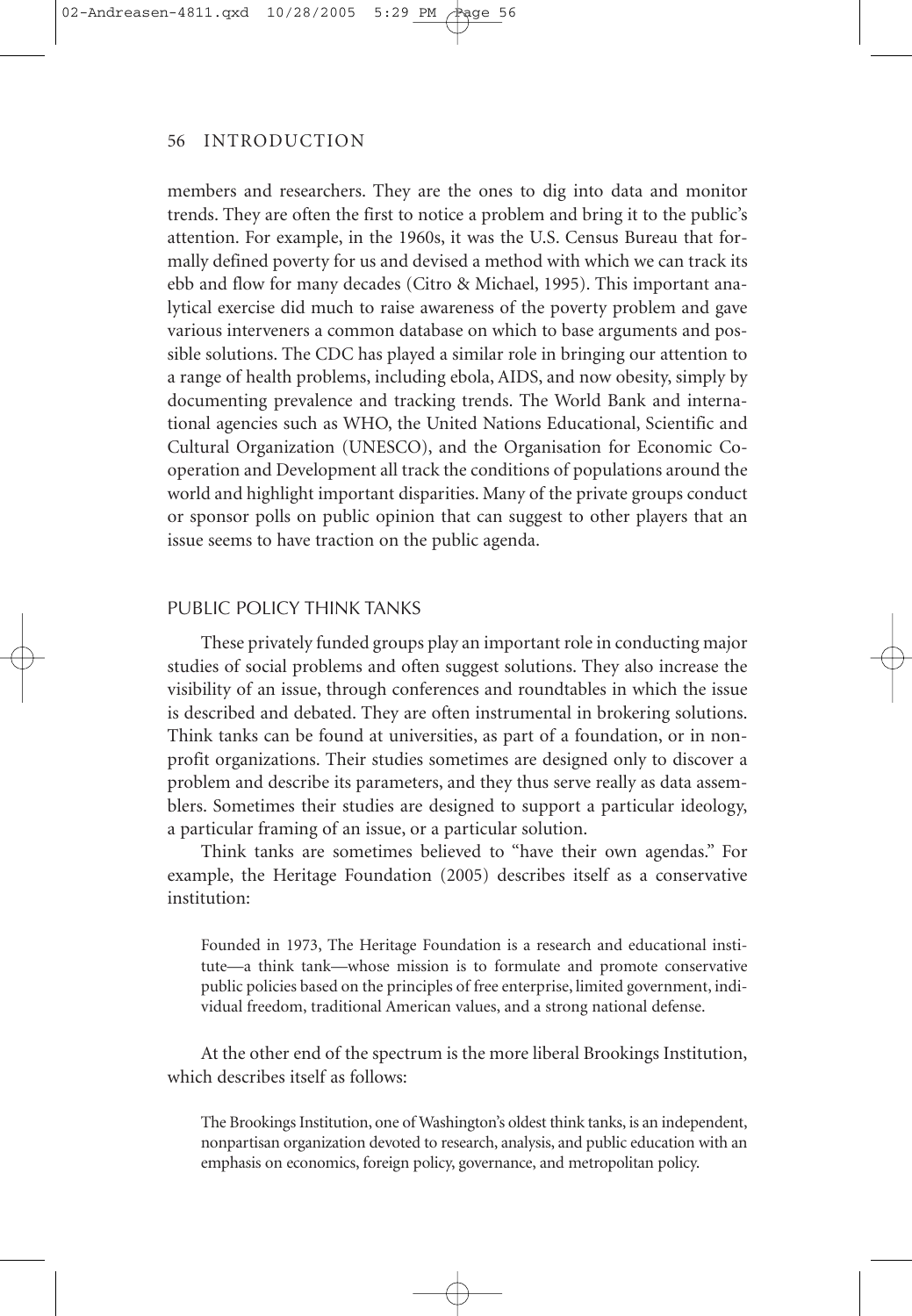members and researchers. They are the ones to dig into data and monitor trends. They are often the first to notice a problem and bring it to the public's attention. For example, in the 1960s, it was the U.S. Census Bureau that formally defined poverty for us and devised a method with which we can track its ebb and flow for many decades (Citro & Michael, 1995). This important analytical exercise did much to raise awareness of the poverty problem and gave various interveners a common database on which to base arguments and possible solutions. The CDC has played a similar role in bringing our attention to a range of health problems, including ebola, AIDS, and now obesity, simply by documenting prevalence and tracking trends. The World Bank and international agencies such as WHO, the United Nations Educational, Scientific and Cultural Organization (UNESCO), and the Organisation for Economic Co-operation and Development all track the conditions of populations around the world and highlight important disparities. Many of the private groups conduct or sponsor polls on public opinion that can suggest to other players that an issue seems to have traction on the public agenda.

## PUBLIC POLICY THINK TANKS

These privately funded groups play an important role in conducting major studies of social problems and often suggest solutions. They also increase the visibility of an issue, through conferences and roundtables in which the issue is described and debated. They are often instrumental in brokering solutions. Think tanks can be found at universities, as part of a foundation, or in nonprofit organizations. Their studies sometimes are designed only to discover a problem and describe its parameters, and they thus serve really as data assemblers. Sometimes their studies are designed to support a particular ideology, a particular framing of an issue, or a particular solution.

Think tanks are sometimes believed to "have their own agendas." For example, the Heritage Foundation (2005) describes itself as a conservative institution:

> Founded in 1973, The Heritage Foundation is a research and educational institute—a think tank—whose mission is to formulate and promote conservative public policies based on the principles of free enterprise, limited government, individual freedom, traditional American values, and a strong national defense.

At the other end of the spectrum is the more liberal Brookings Institution, which describes itself as follows:

> The Brookings Institution, one of Washington's oldest think tanks, is an independent, nonpartisan organization devoted to research, analysis, and public education with an emphasis on economics, foreign policy, governance, and metropolitan policy.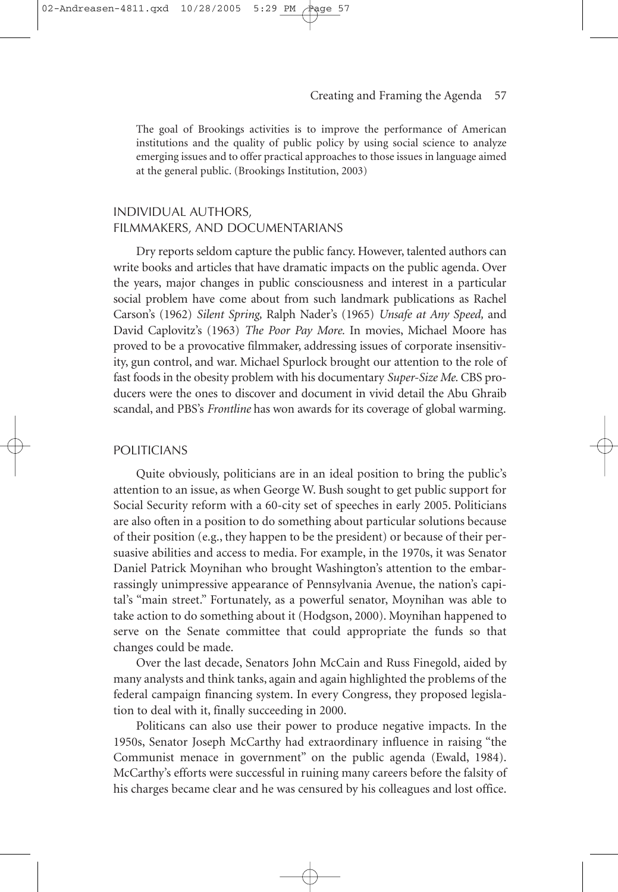The goal of Brookings activities is to improve the performance of American institutions and the quality of public policy by using social science to analyze emerging issues and to offer practical approaches to those issues in language aimed at the general public. (Brookings Institution, 2003)

## INDIVIDUAL AUTHORS, FILMMAKERS, AND DOCUMENTARIANS

Dry reports seldom capture the public fancy. However, talented authors can write books and articles that have dramatic impacts on the public agenda. Over the years, major changes in public consciousness and interest in a particular social problem have come about from such landmark publications as Rachel Carson's (1962) *Silent Spring,* Ralph Nader's (1965) *Unsafe at Any Speed,* and David Caplovitz's (1963) *The Poor Pay More.* In movies, Michael Moore has proved to be a provocative filmmaker, addressing issues of corporate insensitivity, gun control, and war. Michael Spurlock brought our attention to the role of fast foods in the obesity problem with his documentary *Super-Size Me.* CBS producers were the ones to discover and document in vivid detail the Abu Ghraib scandal, and PBS's *Frontline* has won awards for its coverage of global warming.

## POLITICIANS

Quite obviously, politicians are in an ideal position to bring the public's attention to an issue, as when George W. Bush sought to get public support for Social Security reform with a 60-city set of speeches in early 2005. Politicians are also often in a position to do something about particular solutions because of their position (e.g., they happen to be the president) or because of their persuasive abilities and access to media. For example, in the 1970s, it was Senator Daniel Patrick Moynihan who brought Washington's attention to the embarrassingly unimpressive appearance of Pennsylvania Avenue, the nation's capital's "main street." Fortunately, as a powerful senator, Moynihan was able to take action to do something about it (Hodgson, 2000). Moynihan happened to serve on the Senate committee that could appropriate the funds so that changes could be made.

Over the last decade, Senators John McCain and Russ Finegold, aided by many analysts and think tanks, again and again highlighted the problems of the federal campaign financing system. In every Congress, they proposed legislation to deal with it, finally succeeding in 2000.

Politicans can also use their power to produce negative impacts. In the 1950s, Senator Joseph McCarthy had extraordinary influence in raising "the Communist menace in government" on the public agenda (Ewald, 1984). McCarthy's efforts were successful in ruining many careers before the falsity of his charges became clear and he was censured by his colleagues and lost office.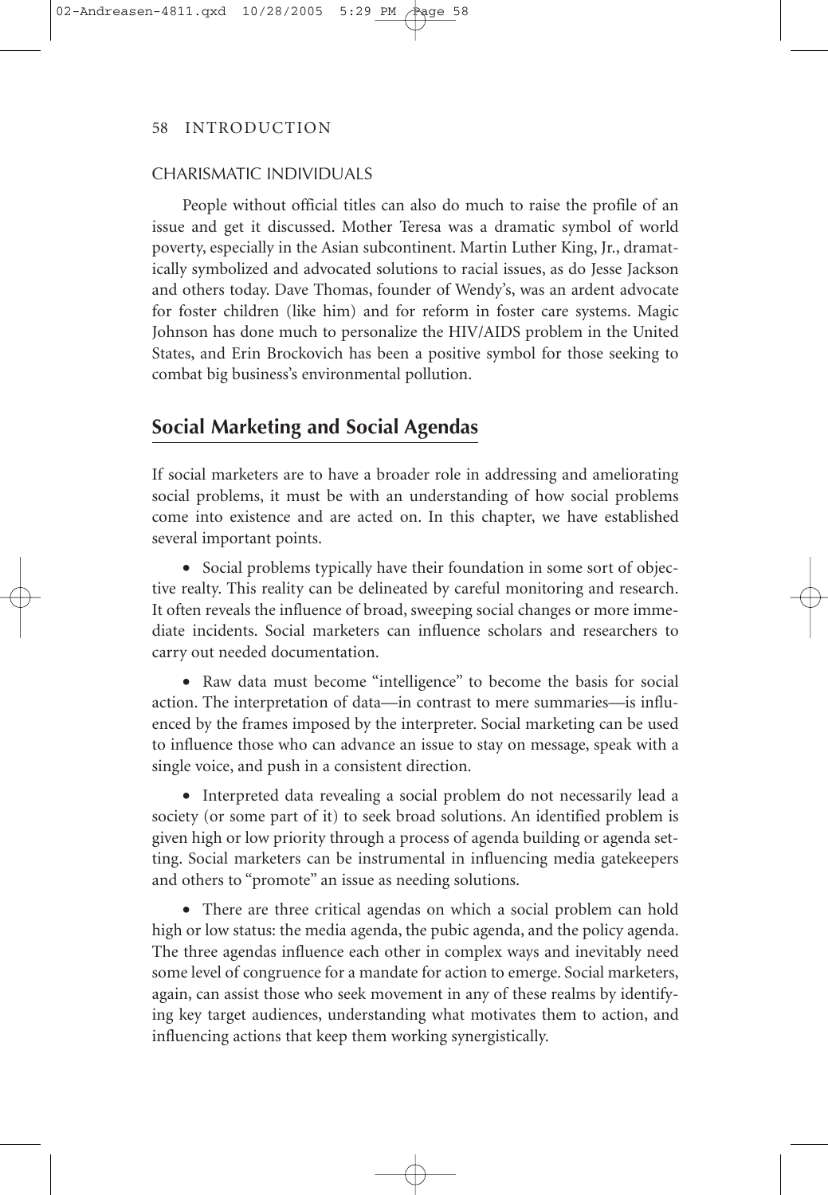### CHARISMATIC INDIVIDUALS

People without official titles can also do much to raise the profile of an issue and get it discussed. Mother Teresa was a dramatic symbol of world poverty, especially in the Asian subcontinent. Martin Luther King, Jr., dramatically symbolized and advocated solutions to racial issues, as do Jesse Jackson and others today. Dave Thomas, founder of Wendy's, was an ardent advocate for foster children (like him) and for reform in foster care systems. Magic Johnson has done much to personalize the HIV/AIDS problem in the United States, and Erin Brockovich has been a positive symbol for those seeking to combat big business's environmental pollution.

## Social Marketing and Social Agendas

If social marketers are to have a broader role in addressing and ameliorating social problems, it must be with an understanding of how social problems come into existence and are acted on. In this chapter, we have established several important points.

- Social problems typically have their foundation in some sort of objective realty. This reality can be delineated by careful monitoring and research. It often reveals the influence of broad, sweeping social changes or more immediate incidents. Social marketers can influence scholars and researchers to carry out needed documentation.

- Raw data must become "intelligence" to become the basis for social action. The interpretation of data—in contrast to mere summaries—is influenced by the frames imposed by the interpreter. Social marketing can be used to influence those who can advance an issue to stay on message, speak with a single voice, and push in a consistent direction.

- Interpreted data revealing a social problem do not necessarily lead a society (or some part of it) to seek broad solutions. An identified problem is given high or low priority through a process of agenda building or agenda setting. Social marketers can be instrumental in influencing media gatekeepers and others to "promote" an issue as needing solutions.

- There are three critical agendas on which a social problem can hold high or low status: the media agenda, the pubic agenda, and the policy agenda. The three agendas influence each other in complex ways and inevitably need some level of congruence for a mandate for action to emerge. Social marketers, again, can assist those who seek movement in any of these realms by identifying key target audiences, understanding what motivates them to action, and influencing actions that keep them working synergistically.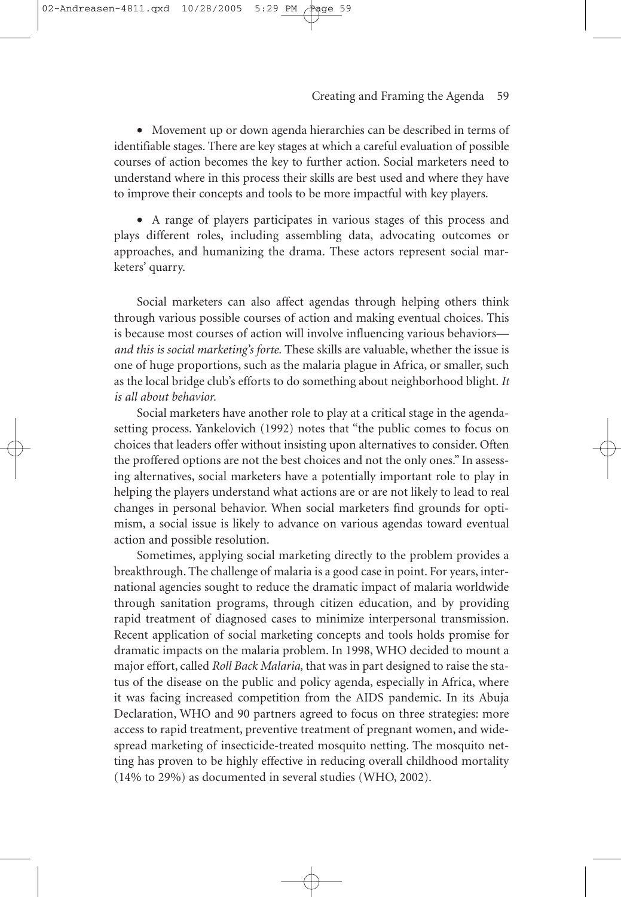- Movement up or down agenda hierarchies can be described in terms of identifiable stages. There are key stages at which a careful evaluation of possible courses of action becomes the key to further action. Social marketers need to understand where in this process their skills are best used and where they have to improve their concepts and tools to be more impactful with key players.

- A range of players participates in various stages of this process and plays different roles, including assembling data, advocating outcomes or approaches, and humanizing the drama. These actors represent social marketers' quarry.

Social marketers can also affect agendas through helping others think through various possible courses of action and making eventual choices. This is because most courses of action will involve influencing various behaviors—*and this is social marketing's forte.* These skills are valuable, whether the issue is one of huge proportions, such as the malaria plague in Africa, or smaller, such as the local bridge club's efforts to do something about neighborhood blight. *It is all about behavior.*

Social marketers have another role to play at a critical stage in the agenda-setting process. Yankelovich (1992) notes that "the public comes to focus on choices that leaders offer without insisting upon alternatives to consider. Often the proffered options are not the best choices and not the only ones." In assessing alternatives, social marketers have a potentially important role to play in helping the players understand what actions are or are not likely to lead to real changes in personal behavior. When social marketers find grounds for optimism, a social issue is likely to advance on various agendas toward eventual action and possible resolution.

Sometimes, applying social marketing directly to the problem provides a breakthrough. The challenge of malaria is a good case in point. For years, international agencies sought to reduce the dramatic impact of malaria worldwide through sanitation programs, through citizen education, and by providing rapid treatment of diagnosed cases to minimize interpersonal transmission. Recent application of social marketing concepts and tools holds promise for dramatic impacts on the malaria problem. In 1998, WHO decided to mount a major effort, called *Roll Back Malaria,* that was in part designed to raise the status of the disease on the public and policy agenda, especially in Africa, where it was facing increased competition from the AIDS pandemic. In its Abuja Declaration, WHO and 90 partners agreed to focus on three strategies: more access to rapid treatment, preventive treatment of pregnant women, and widespread marketing of insecticide-treated mosquito netting. The mosquito netting has proven to be highly effective in reducing overall childhood mortality (14% to 29%) as documented in several studies (WHO, 2002).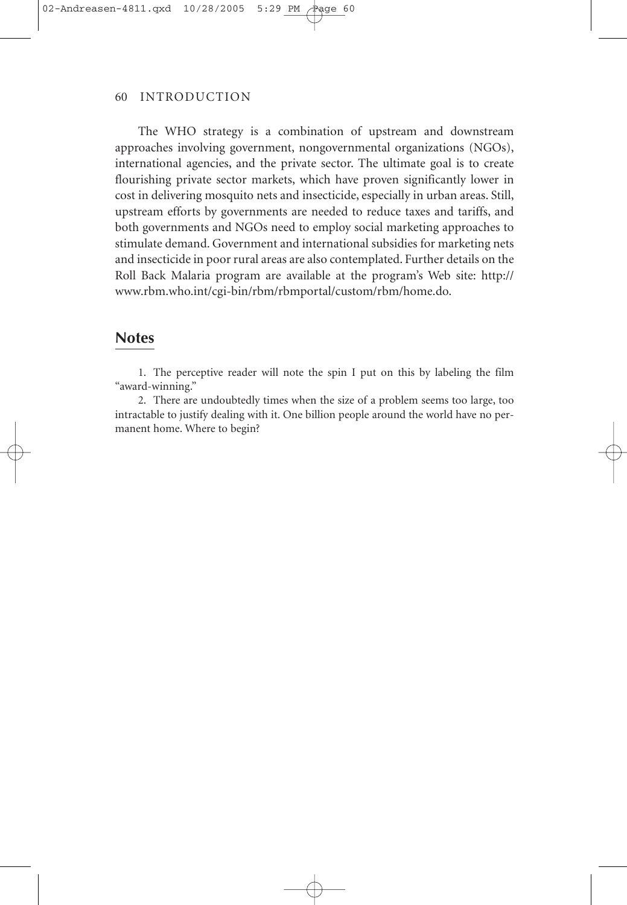The WHO strategy is a combination of upstream and downstream approaches involving government, nongovernmental organizations (NGOs), international agencies, and the private sector. The ultimate goal is to create flourishing private sector markets, which have proven significantly lower in cost in delivering mosquito nets and insecticide, especially in urban areas. Still, upstream efforts by governments are needed to reduce taxes and tariffs, and both governments and NGOs need to employ social marketing approaches to stimulate demand. Government and international subsidies for marketing nets and insecticide in poor rural areas are also contemplated. Further details on the Roll Back Malaria program are available at the program's Web site: http://www.rbm.who.int/cgi-bin/rbm/rbmportal/custom/rbm/home.do.

## Notes

1. The perceptive reader will note the spin I put on this by labeling the film "award-winning."

2. There are undoubtedly times when the size of a problem seems too large, too intractable to justify dealing with it. One billion people around the world have no permanent home. Where to begin?